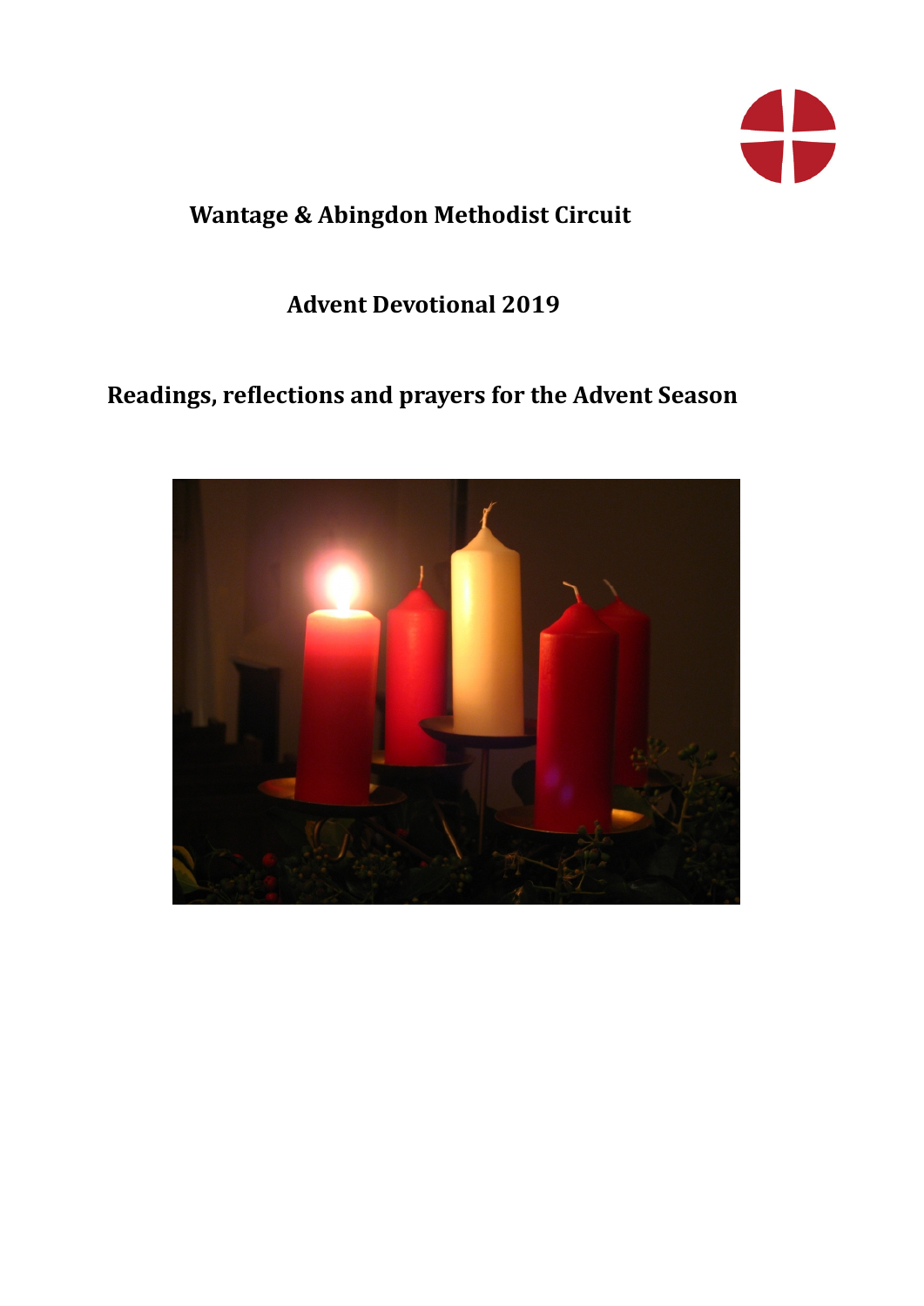# Wantage & Abingdon Methodist Circuit

## Advent Devotional 2019

## Readings, reflections and prayers for the Advent Season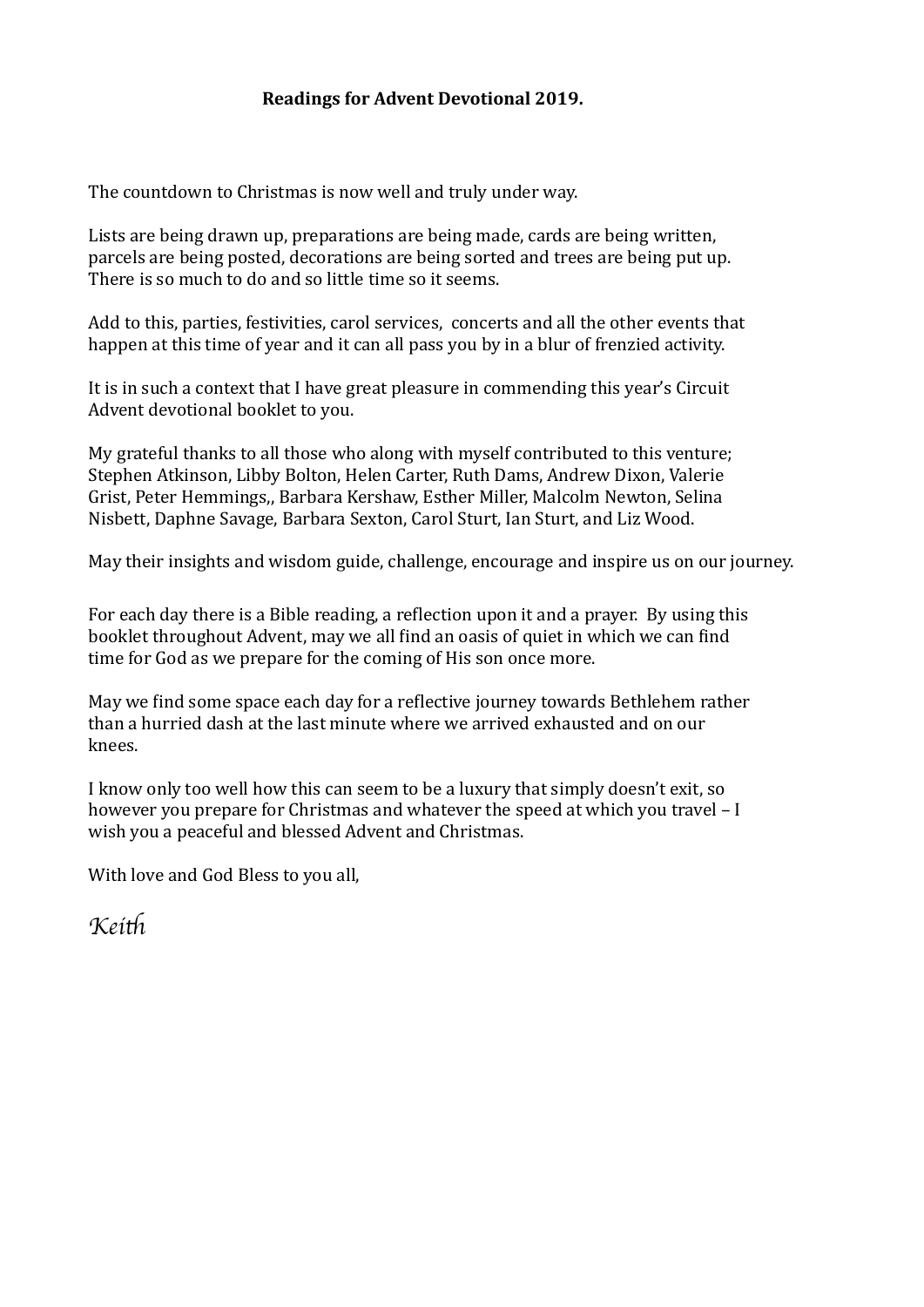**Readings for Advent Devotional 2019.**

The countdown to Christmas is now well and truly under way.

Lists are being drawn up, preparations are being made, cards are being written, parcels are being posted, decorations are being sorted and trees are being put up. There is so much to do and so little time so it seems.

Add to this, parties, festivities, carol services, concerts and all the other events that happen at this time of year and it can all pass you by in a blur of frenzied activity.

It is in such a context that I have great pleasure in commending this year's Circuit Advent devotional booklet to you.

My grateful thanks to all those who along with myself contributed to this venture; Stephen Atkinson, Libby Bolton, Helen Carter, Ruth Dams, Andrew Dixon, Valerie Grist, Peter Hemmings,, Barbara Kershaw, Esther Miller, Malcolm Newton, Selina Nisbett, Daphne Savage, Barbara Sexton, Carol Sturt, Ian Sturt, and Liz Wood.

May their insights and wisdom guide, challenge, encourage and inspire us on our journey.

For each day there is a Bible reading, a reflection upon it and a prayer. By using this booklet throughout Advent, may we all find an oasis of quiet in which we can find time for God as we prepare for the coming of His son once more.

May we find some space each day for a reflective journey towards Bethlehem rather than a hurried dash at the last minute where we arrived exhausted and on our knees.

I know only too well how this can seem to be a luxury that simply doesn't exit, so however you prepare for Christmas and whatever the speed at which you travel – I wish you a peaceful and blessed Advent and Christmas.

With love and God Bless to you all,

*Keith*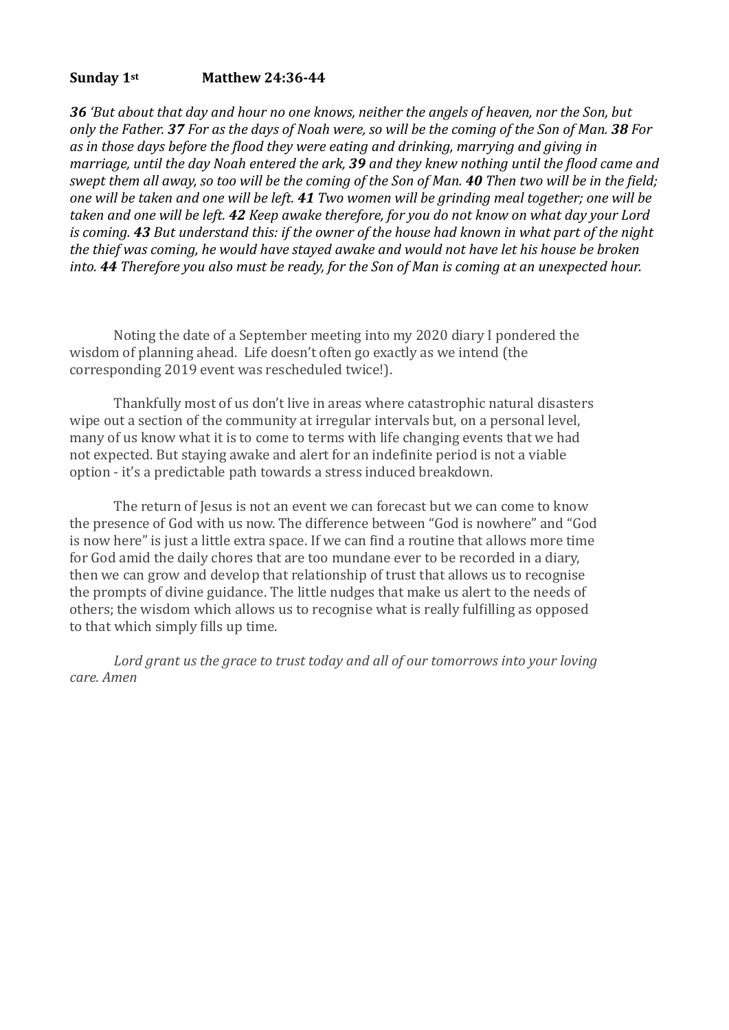**Sunday 1st Matthew 24:36-44**

***36*** *'But about that day and hour no one knows, neither the angels of heaven, nor the Son, but only the Father.* ***37*** *For as the days of Noah were, so will be the coming of the Son of Man.* ***38*** *For as in those days before the flood they were eating and drinking, marrying and giving in marriage, until the day Noah entered the ark,* ***39*** *and they knew nothing until the flood came and swept them all away, so too will be the coming of the Son of Man.* ***40*** *Then two will be in the field; one will be taken and one will be left.* ***41*** *Two women will be grinding meal together; one will be taken and one will be left.* ***42*** *Keep awake therefore, for you do not know on what day your Lord is coming.* ***43*** *But understand this: if the owner of the house had known in what part of the night the thief was coming, he would have stayed awake and would not have let his house be broken into.* ***44*** *Therefore you also must be ready, for the Son of Man is coming at an unexpected hour.*

Noting the date of a September meeting into my 2020 diary I pondered the wisdom of planning ahead. Life doesn't often go exactly as we intend (the corresponding 2019 event was rescheduled twice!).

Thankfully most of us don't live in areas where catastrophic natural disasters wipe out a section of the community at irregular intervals but, on a personal level, many of us know what it is to come to terms with life changing events that we had not expected. But staying awake and alert for an indefinite period is not a viable option - it's a predictable path towards a stress induced breakdown.

The return of Jesus is not an event we can forecast but we can come to know the presence of God with us now. The difference between "God is nowhere" and "God is now here" is just a little extra space. If we can find a routine that allows more time for God amid the daily chores that are too mundane ever to be recorded in a diary, then we can grow and develop that relationship of trust that allows us to recognise the prompts of divine guidance. The little nudges that make us alert to the needs of others; the wisdom which allows us to recognise what is really fulfilling as opposed to that which simply fills up time.

*Lord grant us the grace to trust today and all of our tomorrows into your loving care. Amen*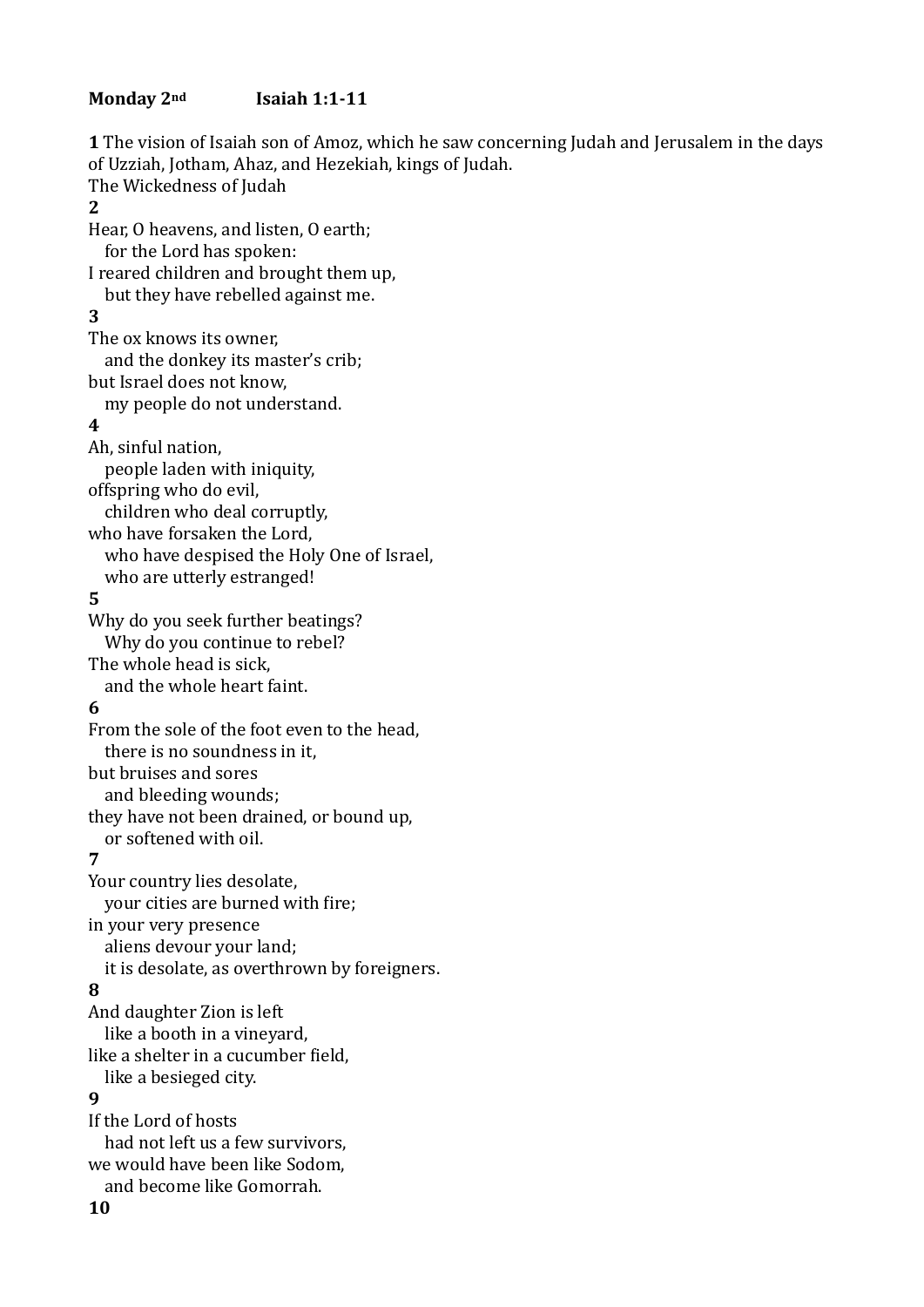**Monday 2nd Isaiah 1:1-11**

**1** The vision of Isaiah son of Amoz, which he saw concerning Judah and Jerusalem in the days of Uzziah, Jotham, Ahaz, and Hezekiah, kings of Judah.

The Wickedness of Judah

**2**

Hear, O heavens, and listen, O earth;
for the Lord has spoken:
I reared children and brought them up,
but they have rebelled against me.

**3**

The ox knows its owner,
and the donkey its master's crib;
but Israel does not know,
my people do not understand.

**4**

Ah, sinful nation,
people laden with iniquity,
offspring who do evil,
children who deal corruptly,
who have forsaken the Lord,
who have despised the Holy One of Israel,
who are utterly estranged!

**5**

Why do you seek further beatings?
Why do you continue to rebel?
The whole head is sick,
and the whole heart faint.

**6**

From the sole of the foot even to the head,
there is no soundness in it,
but bruises and sores
and bleeding wounds;
they have not been drained, or bound up,
or softened with oil.

**7**

Your country lies desolate,
your cities are burned with fire;
in your very presence
aliens devour your land;
it is desolate, as overthrown by foreigners.

**8**

And daughter Zion is left
like a booth in a vineyard,
like a shelter in a cucumber field,
like a besieged city.

**9**

If the Lord of hosts
had not left us a few survivors,
we would have been like Sodom,
and become like Gomorrah.

**10**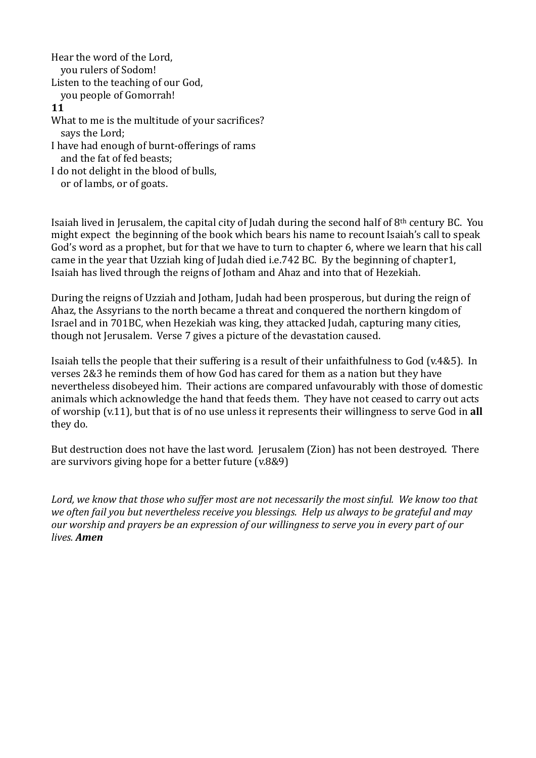Hear the word of the Lord,  
   you rulers of Sodom!  
Listen to the teaching of our God,  
   you people of Gomorrah!

**11**

What to me is the multitude of your sacrifices?  
   says the Lord;  
I have had enough of burnt-offerings of rams  
   and the fat of fed beasts;  
I do not delight in the blood of bulls,  
   or of lambs, or of goats.

Isaiah lived in Jerusalem, the capital city of Judah during the second half of 8th century BC. You might expect the beginning of the book which bears his name to recount Isaiah's call to speak God's word as a prophet, but for that we have to turn to chapter 6, where we learn that his call came in the year that Uzziah king of Judah died i.e.742 BC. By the beginning of chapter1, Isaiah has lived through the reigns of Jotham and Ahaz and into that of Hezekiah.

During the reigns of Uzziah and Jotham, Judah had been prosperous, but during the reign of Ahaz, the Assyrians to the north became a threat and conquered the northern kingdom of Israel and in 701BC, when Hezekiah was king, they attacked Judah, capturing many cities, though not Jerusalem. Verse 7 gives a picture of the devastation caused.

Isaiah tells the people that their suffering is a result of their unfaithfulness to God (v.4&5). In verses 2&3 he reminds them of how God has cared for them as a nation but they have nevertheless disobeyed him. Their actions are compared unfavourably with those of domestic animals which acknowledge the hand that feeds them. They have not ceased to carry out acts of worship (v.11), but that is of no use unless it represents their willingness to serve God in **all** they do.

But destruction does not have the last word. Jerusalem (Zion) has not been destroyed. There are survivors giving hope for a better future (v.8&9)

*Lord, we know that those who suffer most are not necessarily the most sinful. We know too that we often fail you but nevertheless receive you blessings. Help us always to be grateful and may our worship and prayers be an expression of our willingness to serve you in every part of our lives.* ***Amen***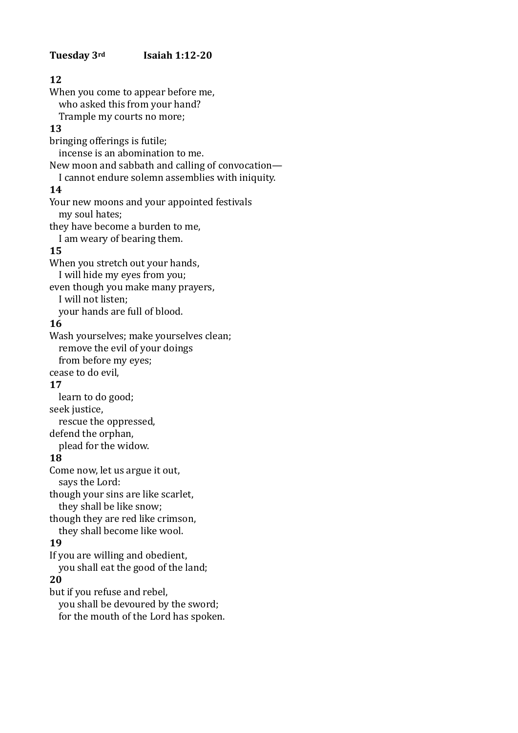**Tuesday 3rd** **Isaiah 1:12-20**

**12**
When you come to appear before me,
  who asked this from your hand?
  Trample my courts no more;
**13**
bringing offerings is futile;
  incense is an abomination to me.
New moon and sabbath and calling of convocation—
  I cannot endure solemn assemblies with iniquity.
**14**
Your new moons and your appointed festivals
  my soul hates;
they have become a burden to me,
  I am weary of bearing them.
**15**
When you stretch out your hands,
  I will hide my eyes from you;
even though you make many prayers,
  I will not listen;
  your hands are full of blood.
**16**
Wash yourselves; make yourselves clean;
  remove the evil of your doings
  from before my eyes;
cease to do evil,
**17**
  learn to do good;
seek justice,
  rescue the oppressed,
defend the orphan,
  plead for the widow.
**18**
Come now, let us argue it out,
  says the Lord:
though your sins are like scarlet,
  they shall be like snow;
though they are red like crimson,
  they shall become like wool.
**19**
If you are willing and obedient,
  you shall eat the good of the land;
**20**
but if you refuse and rebel,
  you shall be devoured by the sword;
  for the mouth of the Lord has spoken.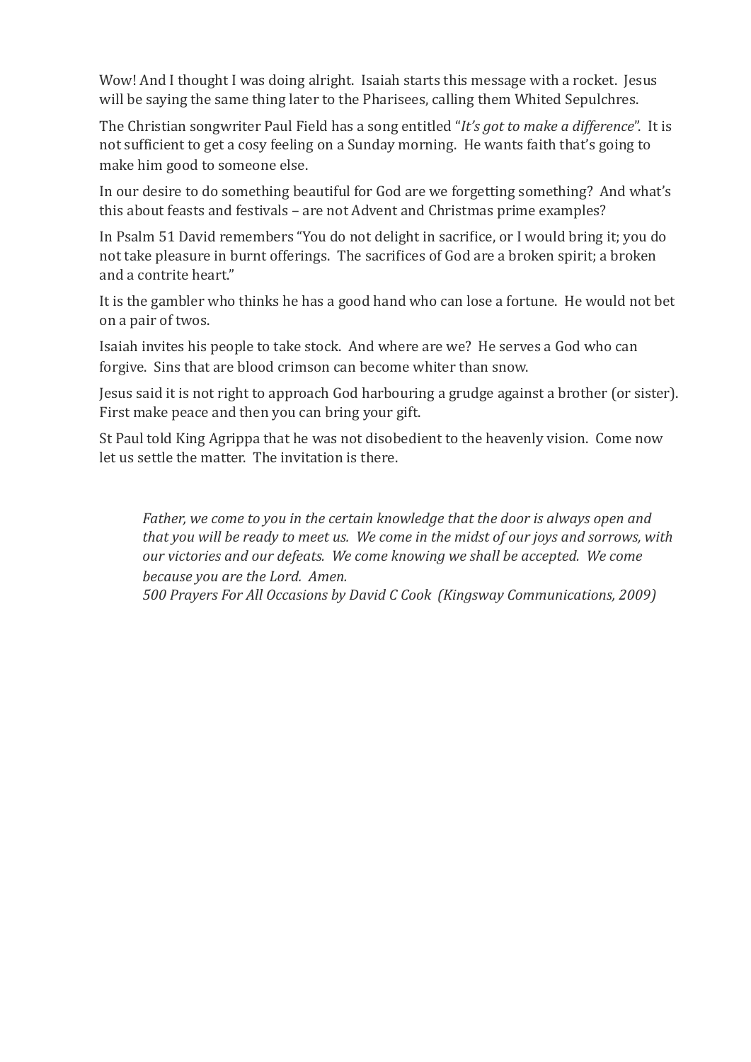Wow! And I thought I was doing alright. Isaiah starts this message with a rocket. Jesus will be saying the same thing later to the Pharisees, calling them Whited Sepulchres.

The Christian songwriter Paul Field has a song entitled "*It's got to make a difference*". It is not sufficient to get a cosy feeling on a Sunday morning. He wants faith that's going to make him good to someone else.

In our desire to do something beautiful for God are we forgetting something? And what's this about feasts and festivals – are not Advent and Christmas prime examples?

In Psalm 51 David remembers "You do not delight in sacrifice, or I would bring it; you do not take pleasure in burnt offerings. The sacrifices of God are a broken spirit; a broken and a contrite heart."

It is the gambler who thinks he has a good hand who can lose a fortune. He would not bet on a pair of twos.

Isaiah invites his people to take stock. And where are we? He serves a God who can forgive. Sins that are blood crimson can become whiter than snow.

Jesus said it is not right to approach God harbouring a grudge against a brother (or sister). First make peace and then you can bring your gift.

St Paul told King Agrippa that he was not disobedient to the heavenly vision. Come now let us settle the matter. The invitation is there.

> *Father, we come to you in the certain knowledge that the door is always open and that you will be ready to meet us. We come in the midst of our joys and sorrows, with our victories and our defeats. We come knowing we shall be accepted. We come because you are the Lord. Amen.*
> *500 Prayers For All Occasions by David C Cook (Kingsway Communications, 2009)*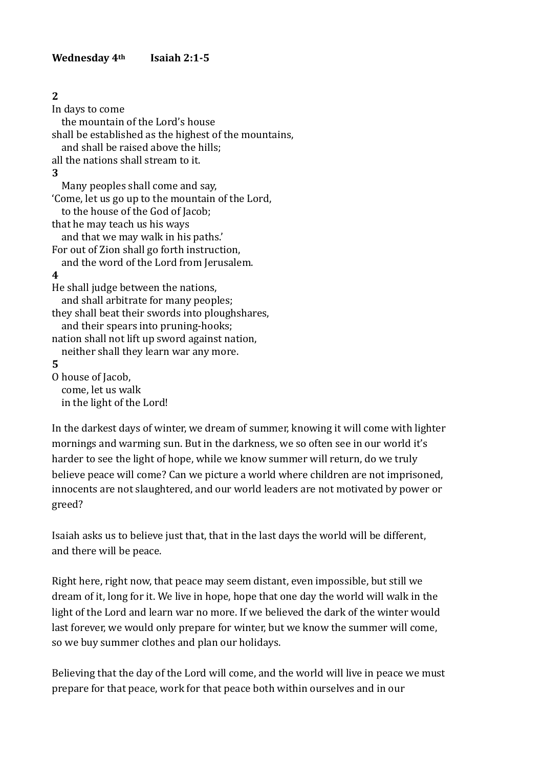**Wednesday 4th Isaiah 2:1-5**

**2**
In days to come
   the mountain of the Lord's house
shall be established as the highest of the mountains,
   and shall be raised above the hills;
all the nations shall stream to it.
**3**
   Many peoples shall come and say,
'Come, let us go up to the mountain of the Lord,
   to the house of the God of Jacob;
that he may teach us his ways
   and that we may walk in his paths.'
For out of Zion shall go forth instruction,
   and the word of the Lord from Jerusalem.
**4**
He shall judge between the nations,
   and shall arbitrate for many peoples;
they shall beat their swords into ploughshares,
   and their spears into pruning-hooks;
nation shall not lift up sword against nation,
   neither shall they learn war any more.
**5**
O house of Jacob,
   come, let us walk
   in the light of the Lord!

In the darkest days of winter, we dream of summer, knowing it will come with lighter mornings and warming sun. But in the darkness, we so often see in our world it's harder to see the light of hope, while we know summer will return, do we truly believe peace will come? Can we picture a world where children are not imprisoned, innocents are not slaughtered, and our world leaders are not motivated by power or greed?

Isaiah asks us to believe just that, that in the last days the world will be different, and there will be peace.

Right here, right now, that peace may seem distant, even impossible, but still we dream of it, long for it. We live in hope, hope that one day the world will walk in the light of the Lord and learn war no more. If we believed the dark of the winter would last forever, we would only prepare for winter, but we know the summer will come, so we buy summer clothes and plan our holidays.

Believing that the day of the Lord will come, and the world will live in peace we must prepare for that peace, work for that peace both within ourselves and in our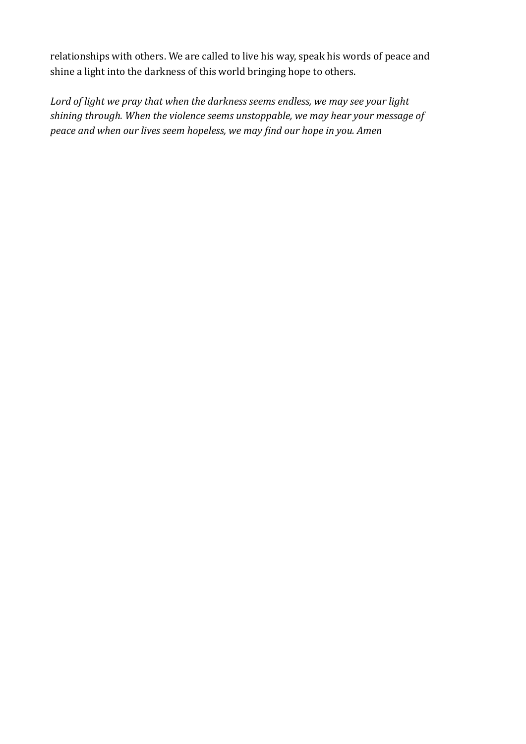relationships with others. We are called to live his way, speak his words of peace and shine a light into the darkness of this world bringing hope to others.

*Lord of light we pray that when the darkness seems endless, we may see your light shining through. When the violence seems unstoppable, we may hear your message of peace and when our lives seem hopeless, we may find our hope in you. Amen*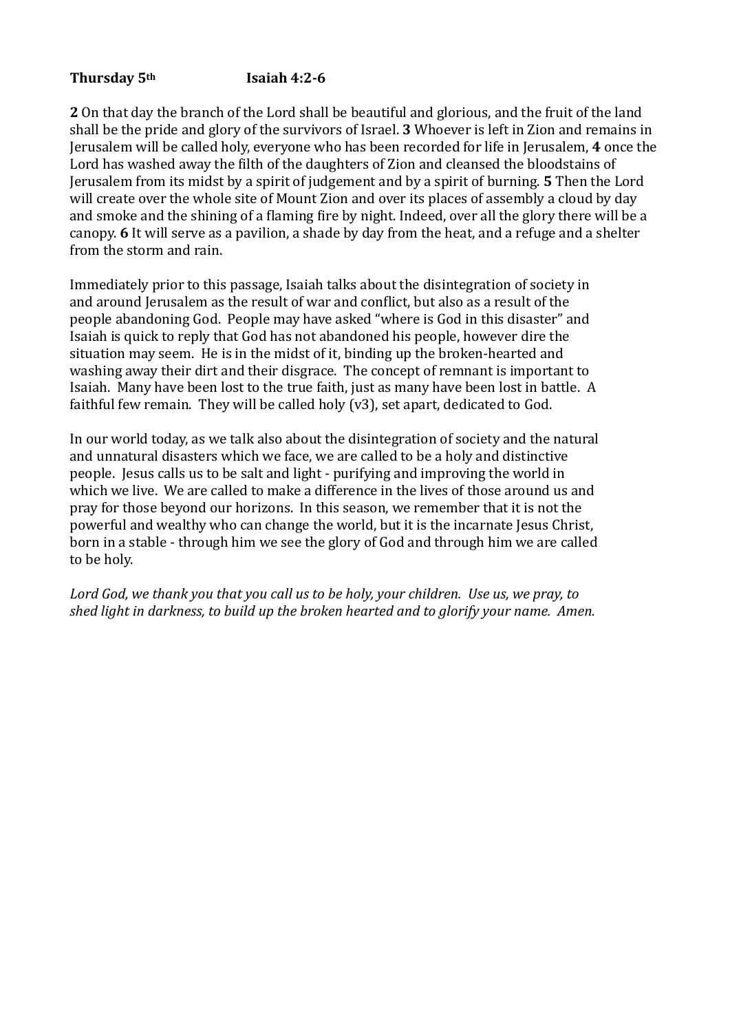**Thursday 5th Isaiah 4:2-6**

**2** On that day the branch of the Lord shall be beautiful and glorious, and the fruit of the land shall be the pride and glory of the survivors of Israel. **3** Whoever is left in Zion and remains in Jerusalem will be called holy, everyone who has been recorded for life in Jerusalem, **4** once the Lord has washed away the filth of the daughters of Zion and cleansed the bloodstains of Jerusalem from its midst by a spirit of judgement and by a spirit of burning. **5** Then the Lord will create over the whole site of Mount Zion and over its places of assembly a cloud by day and smoke and the shining of a flaming fire by night. Indeed, over all the glory there will be a canopy. **6** It will serve as a pavilion, a shade by day from the heat, and a refuge and a shelter from the storm and rain.

Immediately prior to this passage, Isaiah talks about the disintegration of society in and around Jerusalem as the result of war and conflict, but also as a result of the people abandoning God. People may have asked "where is God in this disaster" and Isaiah is quick to reply that God has not abandoned his people, however dire the situation may seem. He is in the midst of it, binding up the broken-hearted and washing away their dirt and their disgrace. The concept of remnant is important to Isaiah. Many have been lost to the true faith, just as many have been lost in battle. A faithful few remain. They will be called holy (v3), set apart, dedicated to God.

In our world today, as we talk also about the disintegration of society and the natural and unnatural disasters which we face, we are called to be a holy and distinctive people. Jesus calls us to be salt and light - purifying and improving the world in which we live. We are called to make a difference in the lives of those around us and pray for those beyond our horizons. In this season, we remember that it is not the powerful and wealthy who can change the world, but it is the incarnate Jesus Christ, born in a stable - through him we see the glory of God and through him we are called to be holy.

*Lord God, we thank you that you call us to be holy, your children. Use us, we pray, to shed light in darkness, to build up the broken hearted and to glorify your name. Amen.*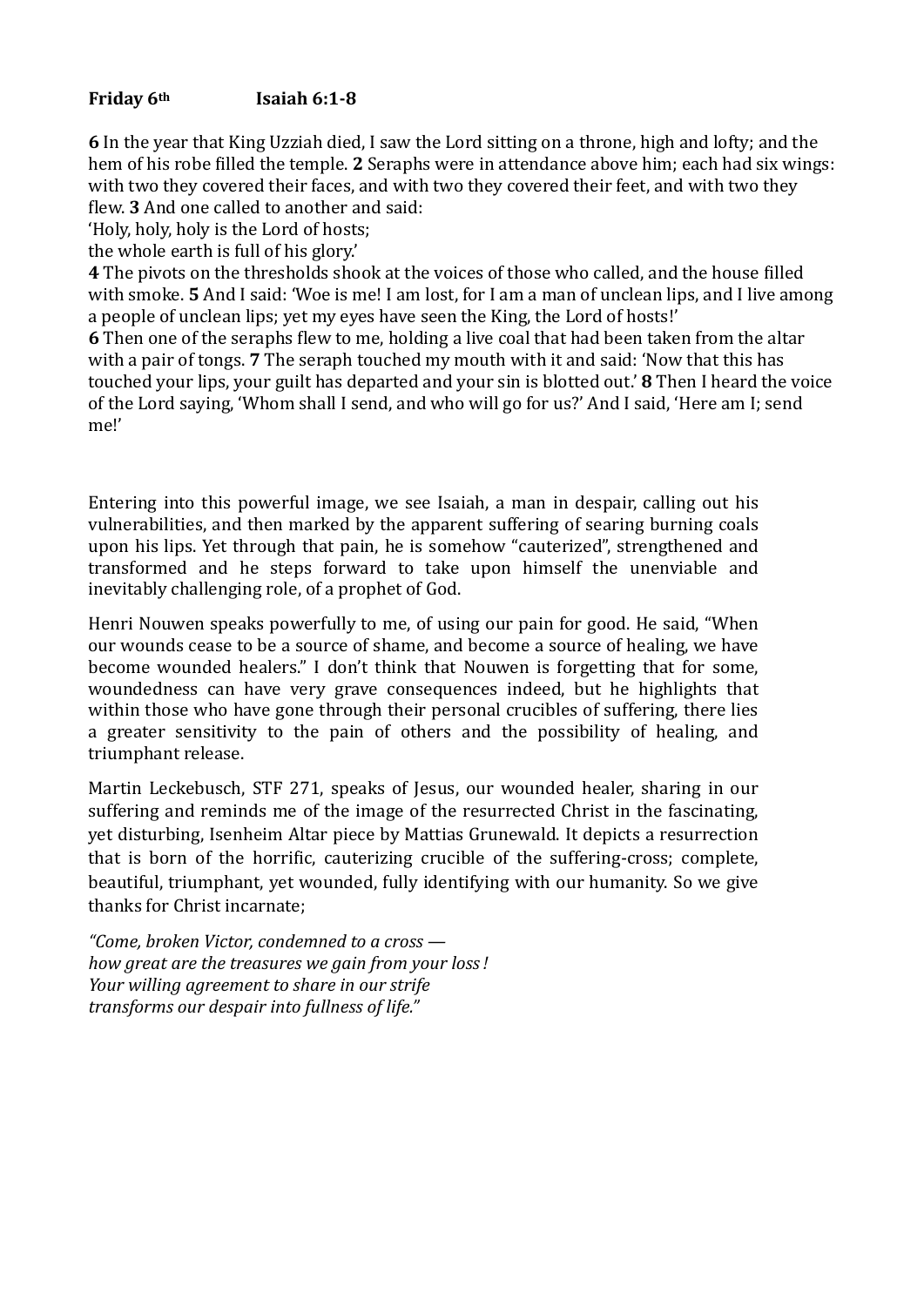**Friday 6th Isaiah 6:1-8**

**6** In the year that King Uzziah died, I saw the Lord sitting on a throne, high and lofty; and the hem of his robe filled the temple. **2** Seraphs were in attendance above him; each had six wings: with two they covered their faces, and with two they covered their feet, and with two they flew. **3** And one called to another and said:
'Holy, holy, holy is the Lord of hosts;
the whole earth is full of his glory.'
**4** The pivots on the thresholds shook at the voices of those who called, and the house filled with smoke. **5** And I said: 'Woe is me! I am lost, for I am a man of unclean lips, and I live among a people of unclean lips; yet my eyes have seen the King, the Lord of hosts!'
**6** Then one of the seraphs flew to me, holding a live coal that had been taken from the altar with a pair of tongs. **7** The seraph touched my mouth with it and said: 'Now that this has touched your lips, your guilt has departed and your sin is blotted out.' **8** Then I heard the voice of the Lord saying, 'Whom shall I send, and who will go for us?' And I said, 'Here am I; send me!'

Entering into this powerful image, we see Isaiah, a man in despair, calling out his vulnerabilities, and then marked by the apparent suffering of searing burning coals upon his lips. Yet through that pain, he is somehow "cauterized", strengthened and transformed and he steps forward to take upon himself the unenviable and inevitably challenging role, of a prophet of God.

Henri Nouwen speaks powerfully to me, of using our pain for good. He said, "When our wounds cease to be a source of shame, and become a source of healing, we have become wounded healers." I don't think that Nouwen is forgetting that for some, woundedness can have very grave consequences indeed, but he highlights that within those who have gone through their personal crucibles of suffering, there lies a greater sensitivity to the pain of others and the possibility of healing, and triumphant release.

Martin Leckebusch, STF 271, speaks of Jesus, our wounded healer, sharing in our suffering and reminds me of the image of the resurrected Christ in the fascinating, yet disturbing, Isenheim Altar piece by Mattias Grunewald. It depicts a resurrection that is born of the horrific, cauterizing crucible of the suffering-cross; complete, beautiful, triumphant, yet wounded, fully identifying with our humanity. So we give thanks for Christ incarnate;

*"Come, broken Victor, condemned to a cross —*
*how great are the treasures we gain from your loss !*
*Your willing agreement to share in our strife*
*transforms our despair into fullness of life."*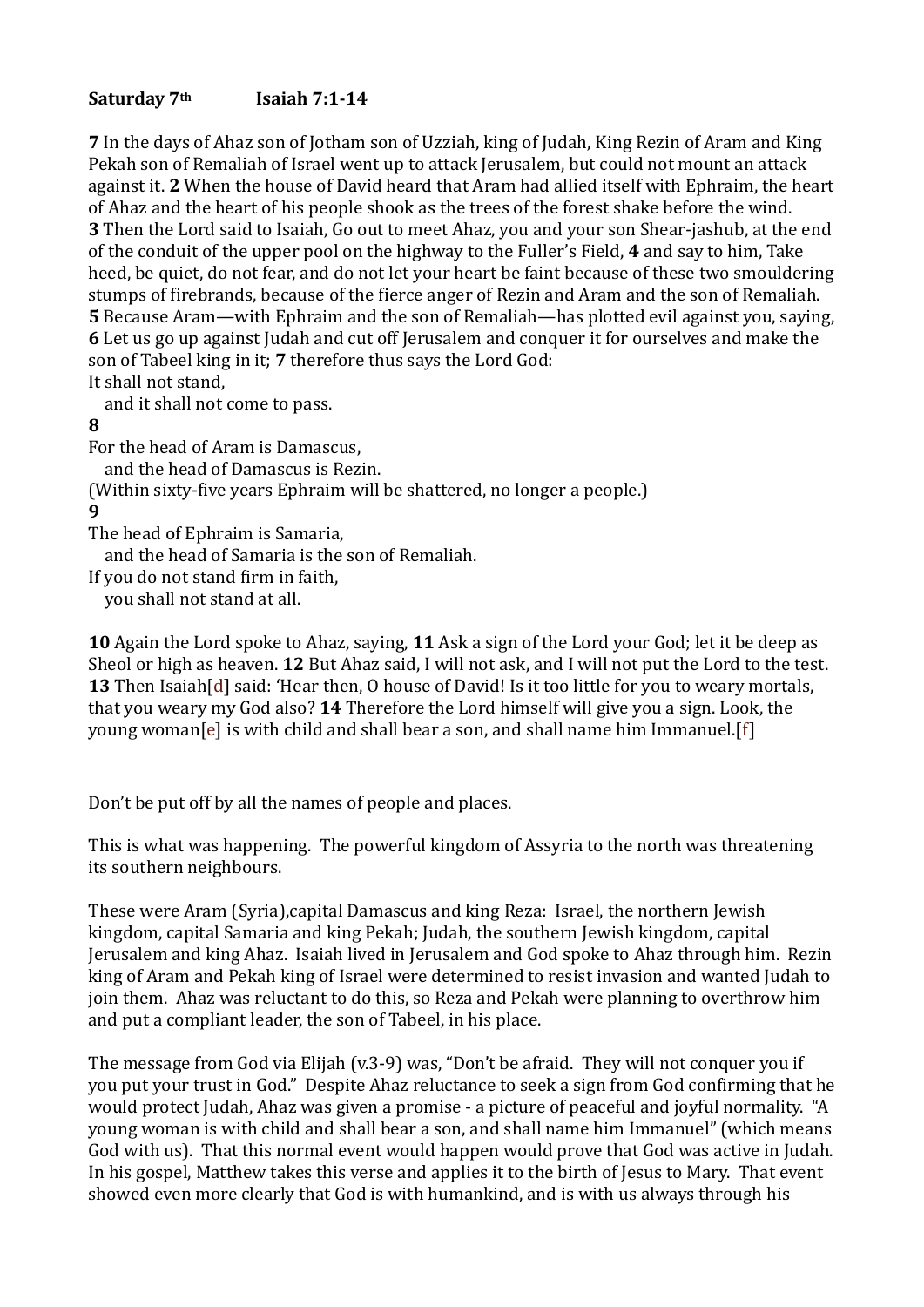**Saturday 7th Isaiah 7:1-14**

**7** In the days of Ahaz son of Jotham son of Uzziah, king of Judah, King Rezin of Aram and King Pekah son of Remaliah of Israel went up to attack Jerusalem, but could not mount an attack against it. **2** When the house of David heard that Aram had allied itself with Ephraim, the heart of Ahaz and the heart of his people shook as the trees of the forest shake before the wind. **3** Then the Lord said to Isaiah, Go out to meet Ahaz, you and your son Shear-jashub, at the end of the conduit of the upper pool on the highway to the Fuller's Field, **4** and say to him, Take heed, be quiet, do not fear, and do not let your heart be faint because of these two smouldering stumps of firebrands, because of the fierce anger of Rezin and Aram and the son of Remaliah. **5** Because Aram—with Ephraim and the son of Remaliah—has plotted evil against you, saying, **6** Let us go up against Judah and cut off Jerusalem and conquer it for ourselves and make the son of Tabeel king in it; **7** therefore thus says the Lord God:

It shall not stand,
   and it shall not come to pass.

**8**

For the head of Aram is Damascus,
   and the head of Damascus is Rezin.
(Within sixty-five years Ephraim will be shattered, no longer a people.)

**9**

The head of Ephraim is Samaria,
   and the head of Samaria is the son of Remaliah.
If you do not stand firm in faith,
   you shall not stand at all.

**10** Again the Lord spoke to Ahaz, saying, **11** Ask a sign of the Lord your God; let it be deep as Sheol or high as heaven. **12** But Ahaz said, I will not ask, and I will not put the Lord to the test. **13** Then Isaiah[d] said: 'Hear then, O house of David! Is it too little for you to weary mortals, that you weary my God also? **14** Therefore the Lord himself will give you a sign. Look, the young woman[e] is with child and shall bear a son, and shall name him Immanuel.[f]

Don't be put off by all the names of people and places.

This is what was happening. The powerful kingdom of Assyria to the north was threatening its southern neighbours.

These were Aram (Syria),capital Damascus and king Reza: Israel, the northern Jewish kingdom, capital Samaria and king Pekah; Judah, the southern Jewish kingdom, capital Jerusalem and king Ahaz. Isaiah lived in Jerusalem and God spoke to Ahaz through him. Rezin king of Aram and Pekah king of Israel were determined to resist invasion and wanted Judah to join them. Ahaz was reluctant to do this, so Reza and Pekah were planning to overthrow him and put a compliant leader, the son of Tabeel, in his place.

The message from God via Elijah (v.3-9) was, "Don't be afraid. They will not conquer you if you put your trust in God." Despite Ahaz reluctance to seek a sign from God confirming that he would protect Judah, Ahaz was given a promise - a picture of peaceful and joyful normality. "A young woman is with child and shall bear a son, and shall name him Immanuel" (which means God with us). That this normal event would happen would prove that God was active in Judah. In his gospel, Matthew takes this verse and applies it to the birth of Jesus to Mary. That event showed even more clearly that God is with humankind, and is with us always through his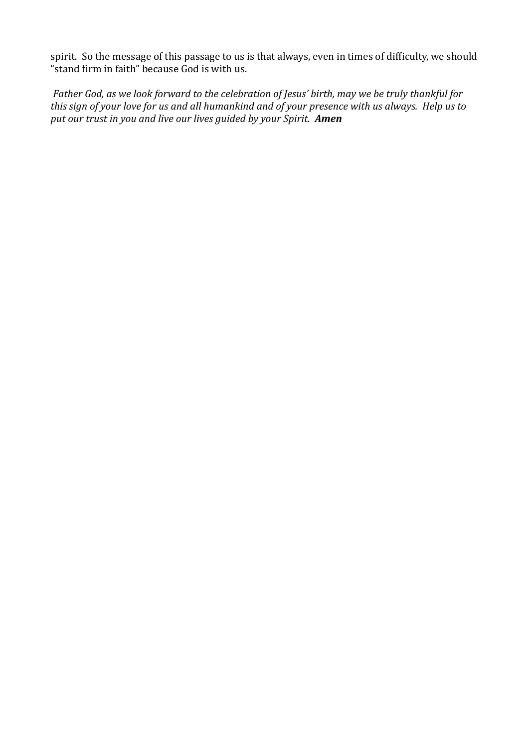spirit. So the message of this passage to us is that always, even in times of difficulty, we should "stand firm in faith" because God is with us.

*Father God, as we look forward to the celebration of Jesus' birth, may we be truly thankful for this sign of your love for us and all humankind and of your presence with us always. Help us to put our trust in you and live our lives guided by your Spirit.* ***Amen***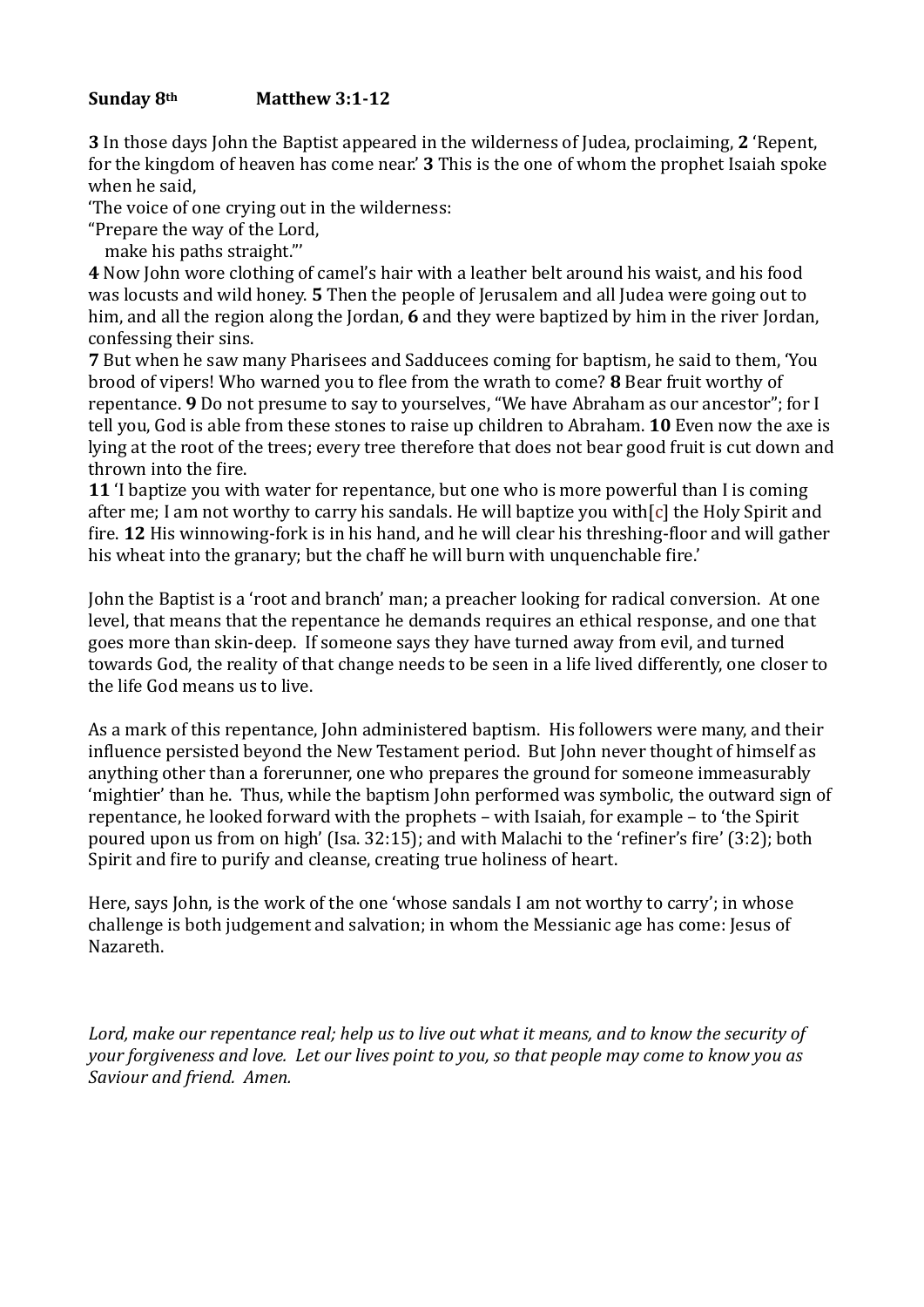**Sunday 8th** **Matthew 3:1-12**

**3** In those days John the Baptist appeared in the wilderness of Judea, proclaiming, **2** 'Repent, for the kingdom of heaven has come near.' **3** This is the one of whom the prophet Isaiah spoke when he said,
'The voice of one crying out in the wilderness:
"Prepare the way of the Lord,
make his paths straight."'
**4** Now John wore clothing of camel's hair with a leather belt around his waist, and his food was locusts and wild honey. **5** Then the people of Jerusalem and all Judea were going out to him, and all the region along the Jordan, **6** and they were baptized by him in the river Jordan, confessing their sins.
**7** But when he saw many Pharisees and Sadducees coming for baptism, he said to them, 'You brood of vipers! Who warned you to flee from the wrath to come? **8** Bear fruit worthy of repentance. **9** Do not presume to say to yourselves, "We have Abraham as our ancestor"; for I tell you, God is able from these stones to raise up children to Abraham. **10** Even now the axe is lying at the root of the trees; every tree therefore that does not bear good fruit is cut down and thrown into the fire.
**11** 'I baptize you with water for repentance, but one who is more powerful than I is coming after me; I am not worthy to carry his sandals. He will baptize you with[c] the Holy Spirit and fire. **12** His winnowing-fork is in his hand, and he will clear his threshing-floor and will gather his wheat into the granary; but the chaff he will burn with unquenchable fire.'

John the Baptist is a 'root and branch' man; a preacher looking for radical conversion. At one level, that means that the repentance he demands requires an ethical response, and one that goes more than skin-deep. If someone says they have turned away from evil, and turned towards God, the reality of that change needs to be seen in a life lived differently, one closer to the life God means us to live.

As a mark of this repentance, John administered baptism. His followers were many, and their influence persisted beyond the New Testament period. But John never thought of himself as anything other than a forerunner, one who prepares the ground for someone immeasurably 'mightier' than he. Thus, while the baptism John performed was symbolic, the outward sign of repentance, he looked forward with the prophets – with Isaiah, for example – to 'the Spirit poured upon us from on high' (Isa. 32:15); and with Malachi to the 'refiner's fire' (3:2); both Spirit and fire to purify and cleanse, creating true holiness of heart.

Here, says John, is the work of the one 'whose sandals I am not worthy to carry'; in whose challenge is both judgement and salvation; in whom the Messianic age has come: Jesus of Nazareth.

*Lord, make our repentance real; help us to live out what it means, and to know the security of your forgiveness and love. Let our lives point to you, so that people may come to know you as Saviour and friend. Amen.*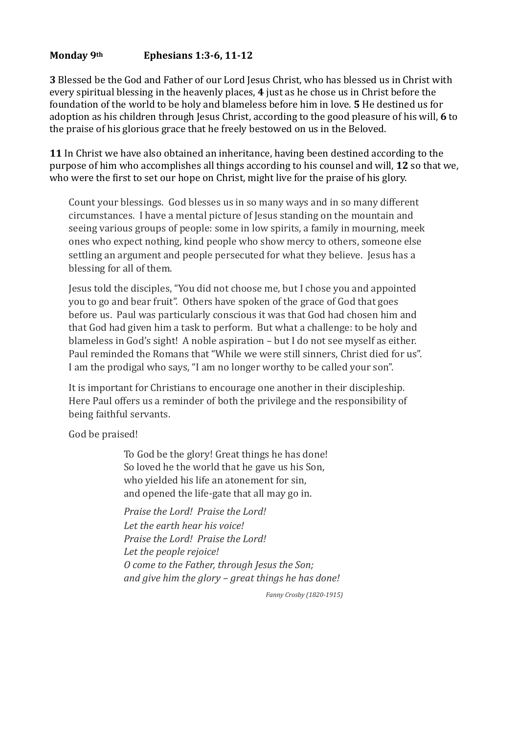**Monday 9th Ephesians 1:3-6, 11-12**

**3** Blessed be the God and Father of our Lord Jesus Christ, who has blessed us in Christ with every spiritual blessing in the heavenly places, **4** just as he chose us in Christ before the foundation of the world to be holy and blameless before him in love. **5** He destined us for adoption as his children through Jesus Christ, according to the good pleasure of his will, **6** to the praise of his glorious grace that he freely bestowed on us in the Beloved.

**11** In Christ we have also obtained an inheritance, having been destined according to the purpose of him who accomplishes all things according to his counsel and will, **12** so that we, who were the first to set our hope on Christ, might live for the praise of his glory.

Count your blessings. God blesses us in so many ways and in so many different circumstances. I have a mental picture of Jesus standing on the mountain and seeing various groups of people: some in low spirits, a family in mourning, meek ones who expect nothing, kind people who show mercy to others, someone else settling an argument and people persecuted for what they believe. Jesus has a blessing for all of them.

Jesus told the disciples, "You did not choose me, but I chose you and appointed you to go and bear fruit". Others have spoken of the grace of God that goes before us. Paul was particularly conscious it was that God had chosen him and that God had given him a task to perform. But what a challenge: to be holy and blameless in God's sight! A noble aspiration – but I do not see myself as either. Paul reminded the Romans that "While we were still sinners, Christ died for us". I am the prodigal who says, "I am no longer worthy to be called your son".

It is important for Christians to encourage one another in their discipleship. Here Paul offers us a reminder of both the privilege and the responsibility of being faithful servants.

God be praised!

To God be the glory! Great things he has done!
So loved he the world that he gave us his Son,
who yielded his life an atonement for sin,
and opened the life-gate that all may go in.

*Praise the Lord! Praise the Lord!*
*Let the earth hear his voice!*
*Praise the Lord! Praise the Lord!*
*Let the people rejoice!*
*O come to the Father, through Jesus the Son;*
*and give him the glory – great things he has done!*

*Fanny Crosby (1820-1915)*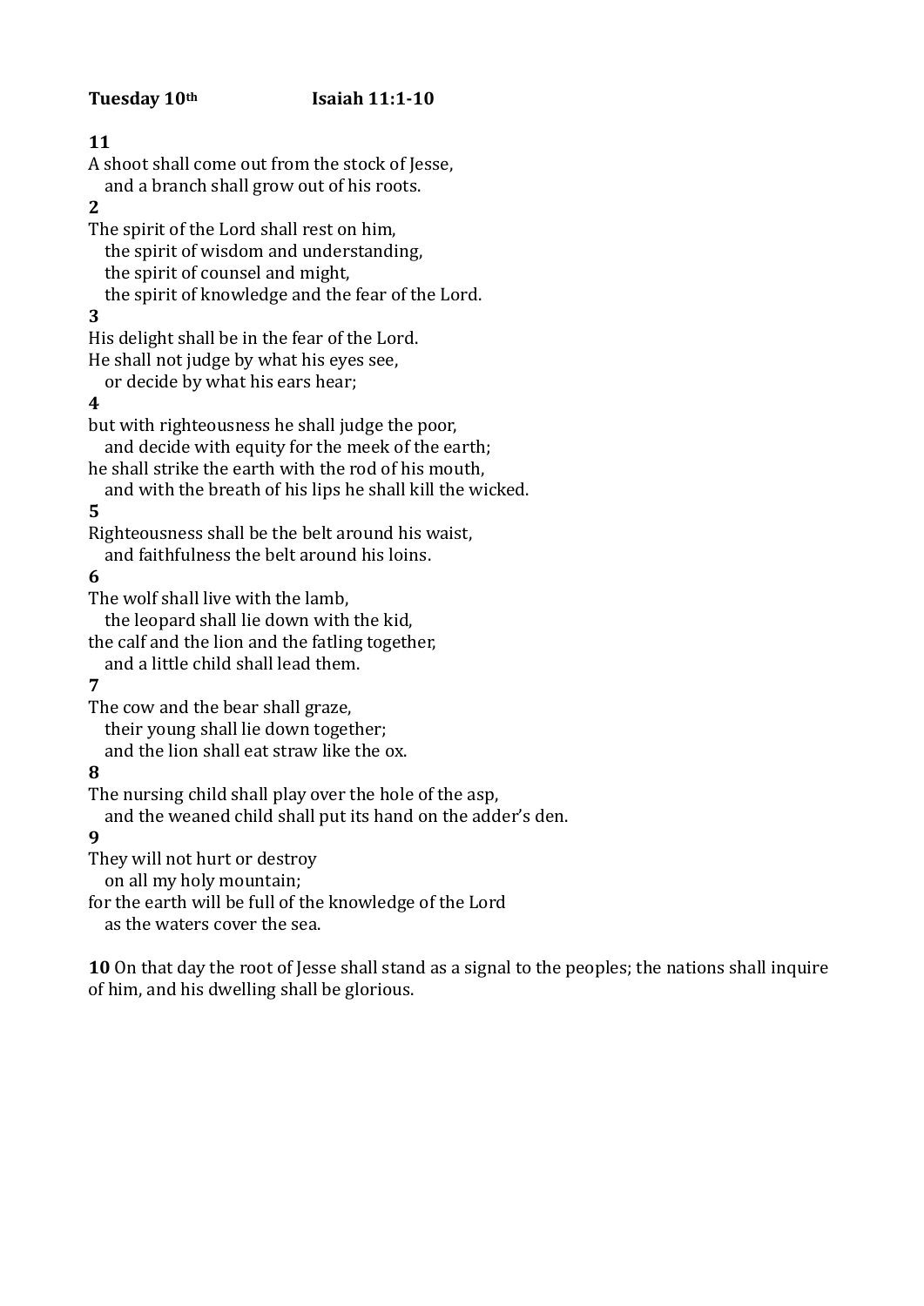**Tuesday 10th** **Isaiah 11:1-10**

**11**
A shoot shall come out from the stock of Jesse,
   and a branch shall grow out of his roots.
**2**
The spirit of the Lord shall rest on him,
   the spirit of wisdom and understanding,
   the spirit of counsel and might,
   the spirit of knowledge and the fear of the Lord.
**3**
His delight shall be in the fear of the Lord.
He shall not judge by what his eyes see,
   or decide by what his ears hear;
**4**
but with righteousness he shall judge the poor,
   and decide with equity for the meek of the earth;
he shall strike the earth with the rod of his mouth,
   and with the breath of his lips he shall kill the wicked.
**5**
Righteousness shall be the belt around his waist,
   and faithfulness the belt around his loins.
**6**
The wolf shall live with the lamb,
   the leopard shall lie down with the kid,
the calf and the lion and the fatling together,
   and a little child shall lead them.
**7**
The cow and the bear shall graze,
   their young shall lie down together;
   and the lion shall eat straw like the ox.
**8**
The nursing child shall play over the hole of the asp,
   and the weaned child shall put its hand on the adder's den.
**9**
They will not hurt or destroy
   on all my holy mountain;
for the earth will be full of the knowledge of the Lord
   as the waters cover the sea.

**10** On that day the root of Jesse shall stand as a signal to the peoples; the nations shall inquire of him, and his dwelling shall be glorious.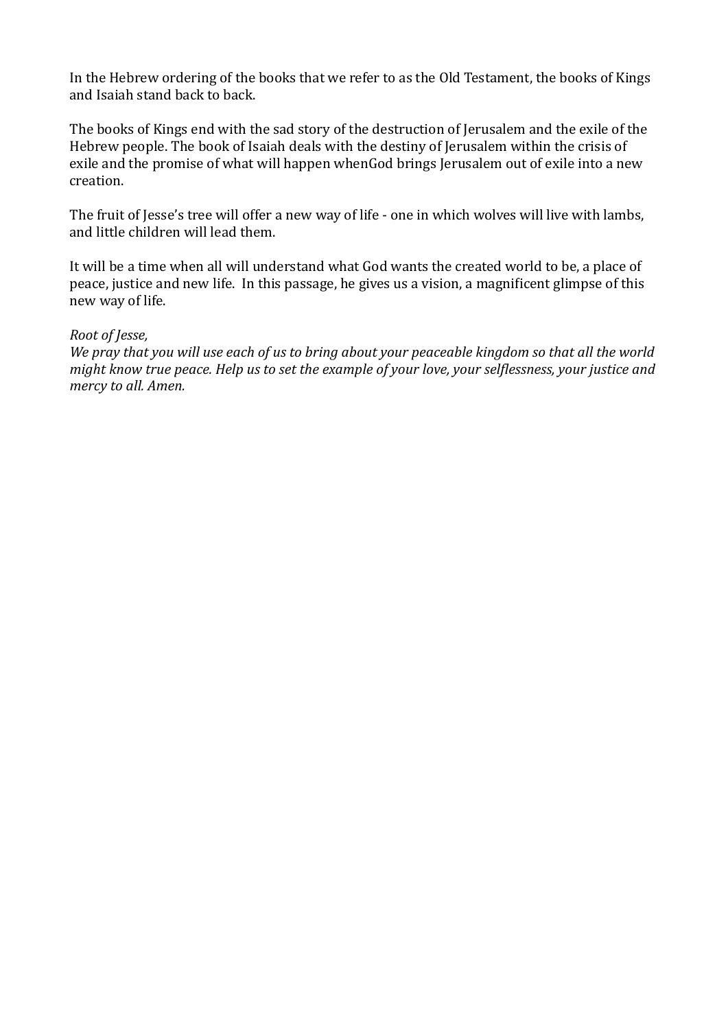In the Hebrew ordering of the books that we refer to as the Old Testament, the books of Kings and Isaiah stand back to back.

The books of Kings end with the sad story of the destruction of Jerusalem and the exile of the Hebrew people. The book of Isaiah deals with the destiny of Jerusalem within the crisis of exile and the promise of what will happen whenGod brings Jerusalem out of exile into a new creation.

The fruit of Jesse's tree will offer a new way of life - one in which wolves will live with lambs, and little children will lead them.

It will be a time when all will understand what God wants the created world to be, a place of peace, justice and new life. In this passage, he gives us a vision, a magnificent glimpse of this new way of life.

*Root of Jesse,*
*We pray that you will use each of us to bring about your peaceable kingdom so that all the world might know true peace. Help us to set the example of your love, your selflessness, your justice and mercy to all. Amen.*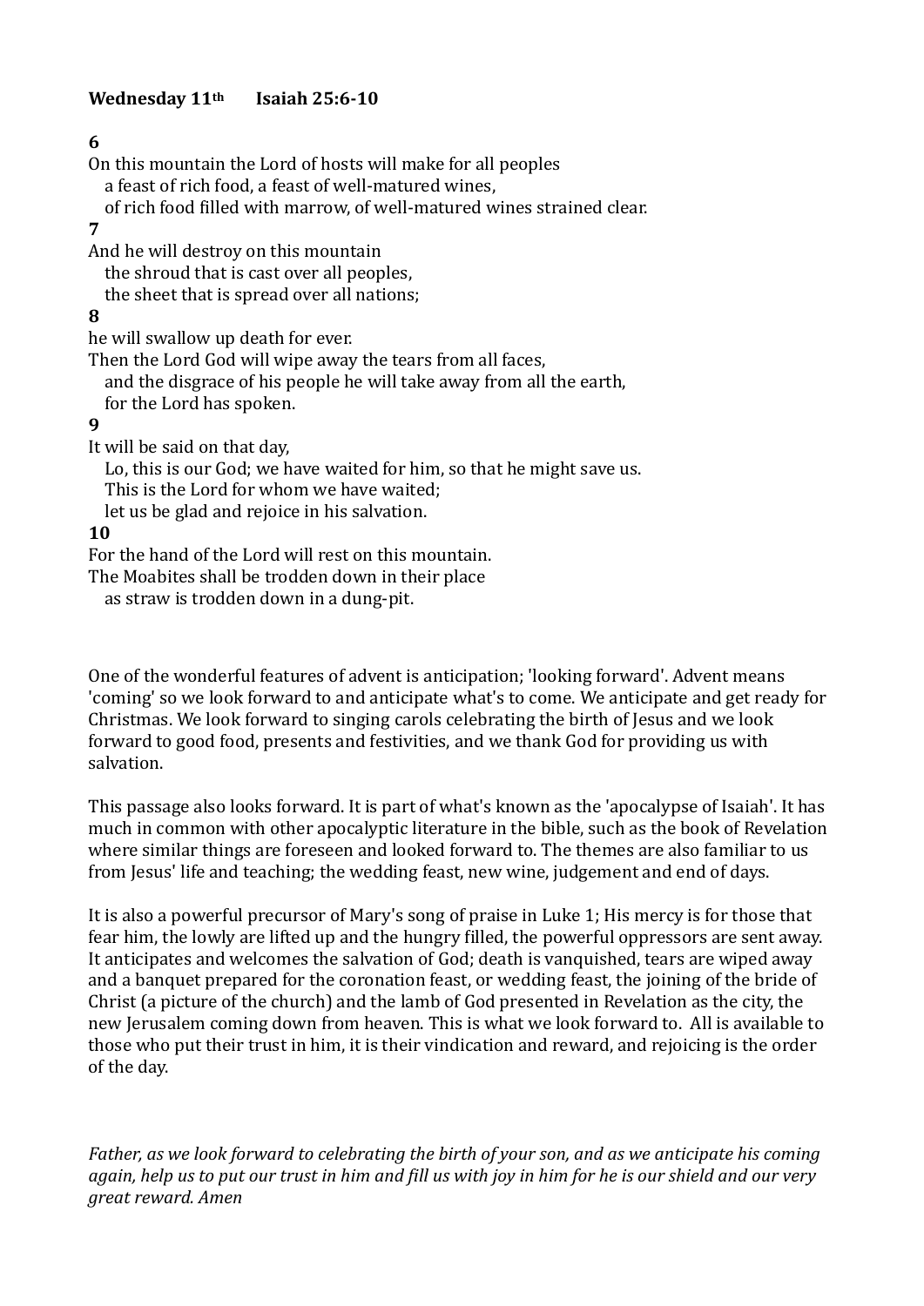**Wednesday 11th Isaiah 25:6-10**

**6**

On this mountain the Lord of hosts will make for all peoples
   a feast of rich food, a feast of well-matured wines,
   of rich food filled with marrow, of well-matured wines strained clear.

**7**

And he will destroy on this mountain
   the shroud that is cast over all peoples,
   the sheet that is spread over all nations;

**8**

he will swallow up death for ever.
Then the Lord God will wipe away the tears from all faces,
   and the disgrace of his people he will take away from all the earth,
   for the Lord has spoken.

**9**

It will be said on that day,
   Lo, this is our God; we have waited for him, so that he might save us.
   This is the Lord for whom we have waited;
   let us be glad and rejoice in his salvation.

**10**

For the hand of the Lord will rest on this mountain.
The Moabites shall be trodden down in their place
   as straw is trodden down in a dung-pit.

One of the wonderful features of advent is anticipation; 'looking forward'. Advent means 'coming' so we look forward to and anticipate what's to come. We anticipate and get ready for Christmas. We look forward to singing carols celebrating the birth of Jesus and we look forward to good food, presents and festivities, and we thank God for providing us with salvation.

This passage also looks forward. It is part of what's known as the 'apocalypse of Isaiah'. It has much in common with other apocalyptic literature in the bible, such as the book of Revelation where similar things are foreseen and looked forward to. The themes are also familiar to us from Jesus' life and teaching; the wedding feast, new wine, judgement and end of days.

It is also a powerful precursor of Mary's song of praise in Luke 1; His mercy is for those that fear him, the lowly are lifted up and the hungry filled, the powerful oppressors are sent away. It anticipates and welcomes the salvation of God; death is vanquished, tears are wiped away and a banquet prepared for the coronation feast, or wedding feast, the joining of the bride of Christ (a picture of the church) and the lamb of God presented in Revelation as the city, the new Jerusalem coming down from heaven. This is what we look forward to. All is available to those who put their trust in him, it is their vindication and reward, and rejoicing is the order of the day.

*Father, as we look forward to celebrating the birth of your son, and as we anticipate his coming again, help us to put our trust in him and fill us with joy in him for he is our shield and our very great reward. Amen*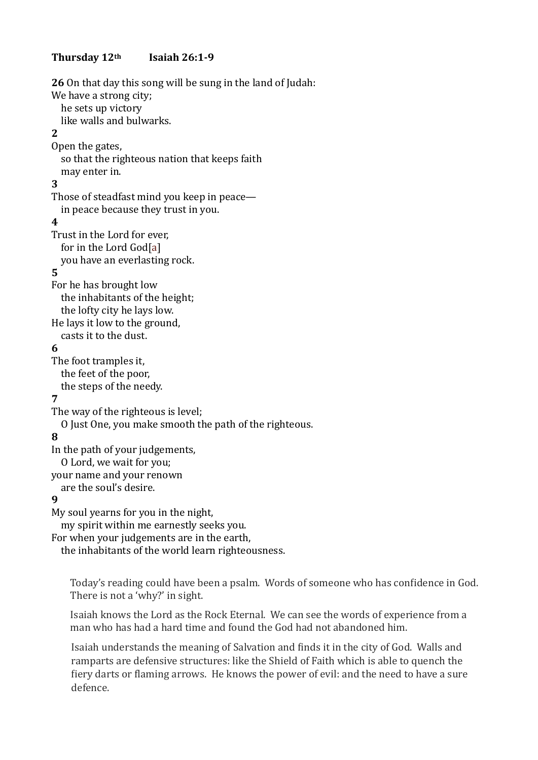**Thursday 12th Isaiah 26:1-9**

**26** On that day this song will be sung in the land of Judah:
We have a strong city;
  he sets up victory
  like walls and bulwarks.
**2**
Open the gates,
  so that the righteous nation that keeps faith
  may enter in.
**3**
Those of steadfast mind you keep in peace—
  in peace because they trust in you.
**4**
Trust in the Lord for ever,
  for in the Lord God[a]
  you have an everlasting rock.
**5**
For he has brought low
  the inhabitants of the height;
  the lofty city he lays low.
He lays it low to the ground,
  casts it to the dust.
**6**
The foot tramples it,
  the feet of the poor,
  the steps of the needy.
**7**
The way of the righteous is level;
  O Just One, you make smooth the path of the righteous.
**8**
In the path of your judgements,
  O Lord, we wait for you;
your name and your renown
  are the soul's desire.
**9**
My soul yearns for you in the night,
  my spirit within me earnestly seeks you.
For when your judgements are in the earth,
  the inhabitants of the world learn righteousness.

Today's reading could have been a psalm. Words of someone who has confidence in God. There is not a 'why?' in sight.

Isaiah knows the Lord as the Rock Eternal. We can see the words of experience from a man who has had a hard time and found the God had not abandoned him.

Isaiah understands the meaning of Salvation and finds it in the city of God. Walls and ramparts are defensive structures: like the Shield of Faith which is able to quench the fiery darts or flaming arrows. He knows the power of evil: and the need to have a sure defence.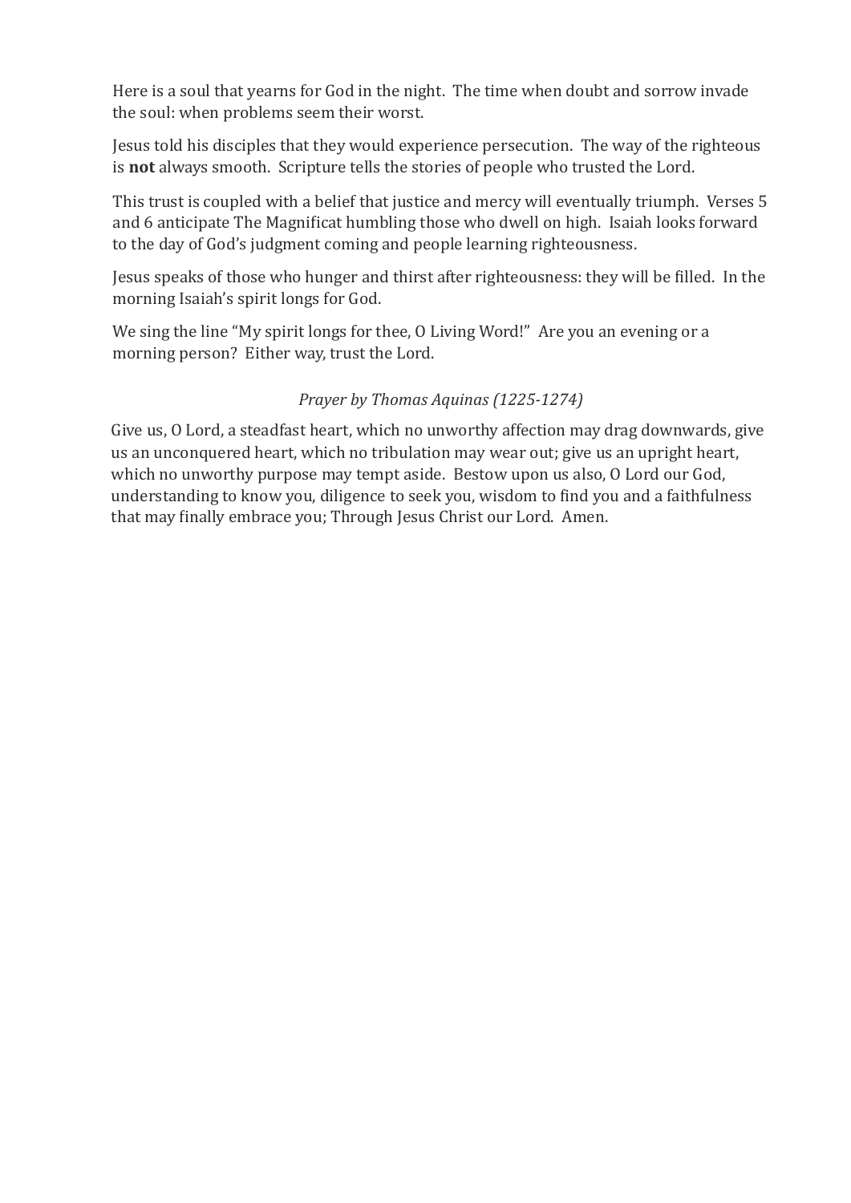Here is a soul that yearns for God in the night. The time when doubt and sorrow invade the soul: when problems seem their worst.

Jesus told his disciples that they would experience persecution. The way of the righteous is **not** always smooth. Scripture tells the stories of people who trusted the Lord.

This trust is coupled with a belief that justice and mercy will eventually triumph. Verses 5 and 6 anticipate The Magnificat humbling those who dwell on high. Isaiah looks forward to the day of God's judgment coming and people learning righteousness.

Jesus speaks of those who hunger and thirst after righteousness: they will be filled. In the morning Isaiah's spirit longs for God.

We sing the line "My spirit longs for thee, O Living Word!" Are you an evening or a morning person? Either way, trust the Lord.

*Prayer by Thomas Aquinas (1225-1274)*

Give us, O Lord, a steadfast heart, which no unworthy affection may drag downwards, give us an unconquered heart, which no tribulation may wear out; give us an upright heart, which no unworthy purpose may tempt aside. Bestow upon us also, O Lord our God, understanding to know you, diligence to seek you, wisdom to find you and a faithfulness that may finally embrace you; Through Jesus Christ our Lord. Amen.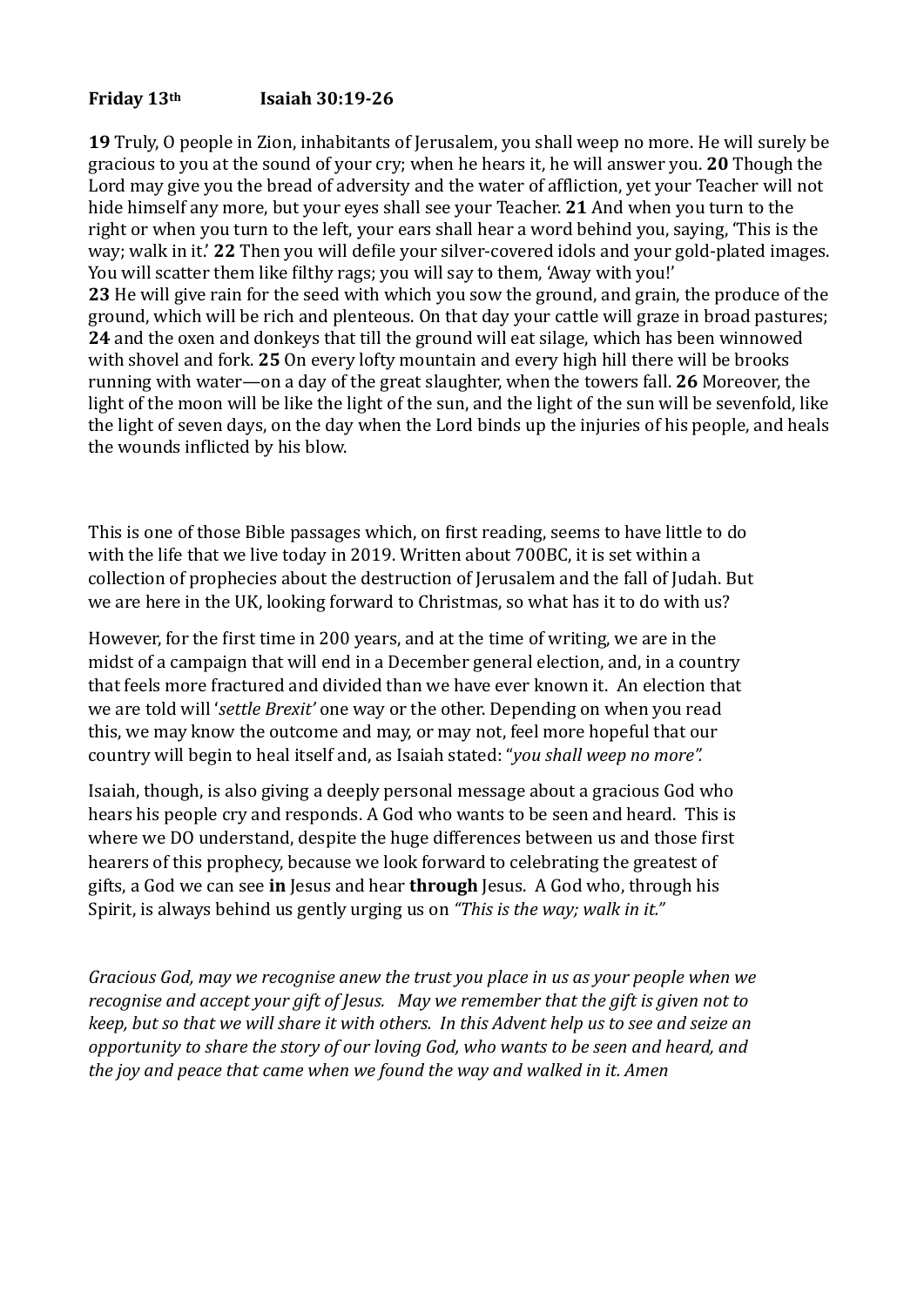**Friday 13th Isaiah 30:19-26**

**19** Truly, O people in Zion, inhabitants of Jerusalem, you shall weep no more. He will surely be gracious to you at the sound of your cry; when he hears it, he will answer you. **20** Though the Lord may give you the bread of adversity and the water of affliction, yet your Teacher will not hide himself any more, but your eyes shall see your Teacher. **21** And when you turn to the right or when you turn to the left, your ears shall hear a word behind you, saying, 'This is the way; walk in it.' **22** Then you will defile your silver-covered idols and your gold-plated images. You will scatter them like filthy rags; you will say to them, 'Away with you!'
**23** He will give rain for the seed with which you sow the ground, and grain, the produce of the ground, which will be rich and plenteous. On that day your cattle will graze in broad pastures; **24** and the oxen and donkeys that till the ground will eat silage, which has been winnowed with shovel and fork. **25** On every lofty mountain and every high hill there will be brooks running with water—on a day of the great slaughter, when the towers fall. **26** Moreover, the light of the moon will be like the light of the sun, and the light of the sun will be sevenfold, like the light of seven days, on the day when the Lord binds up the injuries of his people, and heals the wounds inflicted by his blow.

This is one of those Bible passages which, on first reading, seems to have little to do with the life that we live today in 2019. Written about 700BC, it is set within a collection of prophecies about the destruction of Jerusalem and the fall of Judah. But we are here in the UK, looking forward to Christmas, so what has it to do with us?

However, for the first time in 200 years, and at the time of writing, we are in the midst of a campaign that will end in a December general election, and, in a country that feels more fractured and divided than we have ever known it. An election that we are told will '*settle Brexit'* one way or the other. Depending on when you read this, we may know the outcome and may, or may not, feel more hopeful that our country will begin to heal itself and, as Isaiah stated: "*you shall weep no more".*

Isaiah, though, is also giving a deeply personal message about a gracious God who hears his people cry and responds. A God who wants to be seen and heard. This is where we DO understand, despite the huge differences between us and those first hearers of this prophecy, because we look forward to celebrating the greatest of gifts, a God we can see **in** Jesus and hear **through** Jesus. A God who, through his Spirit, is always behind us gently urging us on *"This is the way; walk in it."*

*Gracious God, may we recognise anew the trust you place in us as your people when we recognise and accept your gift of Jesus. May we remember that the gift is given not to keep, but so that we will share it with others. In this Advent help us to see and seize an opportunity to share the story of our loving God, who wants to be seen and heard, and the joy and peace that came when we found the way and walked in it. Amen*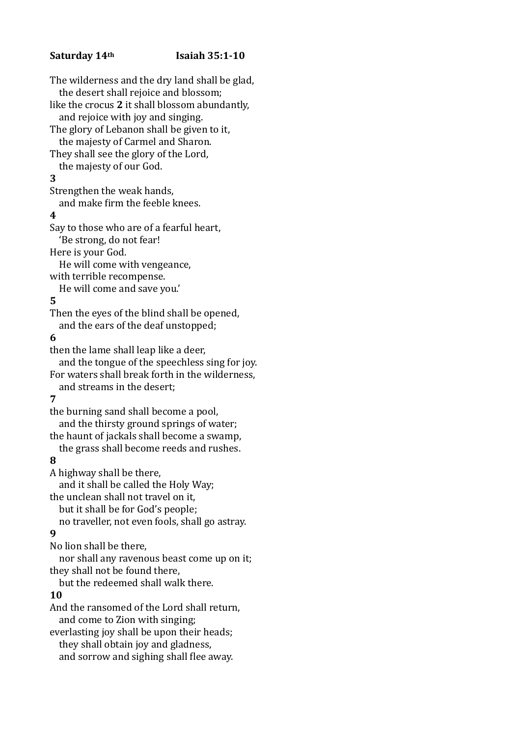**Saturday 14th Isaiah 35:1-10**

The wilderness and the dry land shall be glad,
the desert shall rejoice and blossom;
like the crocus **2** it shall blossom abundantly,
and rejoice with joy and singing.
The glory of Lebanon shall be given to it,
the majesty of Carmel and Sharon.
They shall see the glory of the Lord,
the majesty of our God.

**3**
Strengthen the weak hands,
and make firm the feeble knees.

**4**
Say to those who are of a fearful heart,
'Be strong, do not fear!
Here is your God.
He will come with vengeance,
with terrible recompense.
He will come and save you.'

**5**
Then the eyes of the blind shall be opened,
and the ears of the deaf unstopped;

**6**
then the lame shall leap like a deer,
and the tongue of the speechless sing for joy.
For waters shall break forth in the wilderness,
and streams in the desert;

**7**
the burning sand shall become a pool,
and the thirsty ground springs of water;
the haunt of jackals shall become a swamp,
the grass shall become reeds and rushes.

**8**
A highway shall be there,
and it shall be called the Holy Way;
the unclean shall not travel on it,
but it shall be for God's people;
no traveller, not even fools, shall go astray.

**9**
No lion shall be there,
nor shall any ravenous beast come up on it;
they shall not be found there,
but the redeemed shall walk there.

**10**
And the ransomed of the Lord shall return,
and come to Zion with singing;
everlasting joy shall be upon their heads;
they shall obtain joy and gladness,
and sorrow and sighing shall flee away.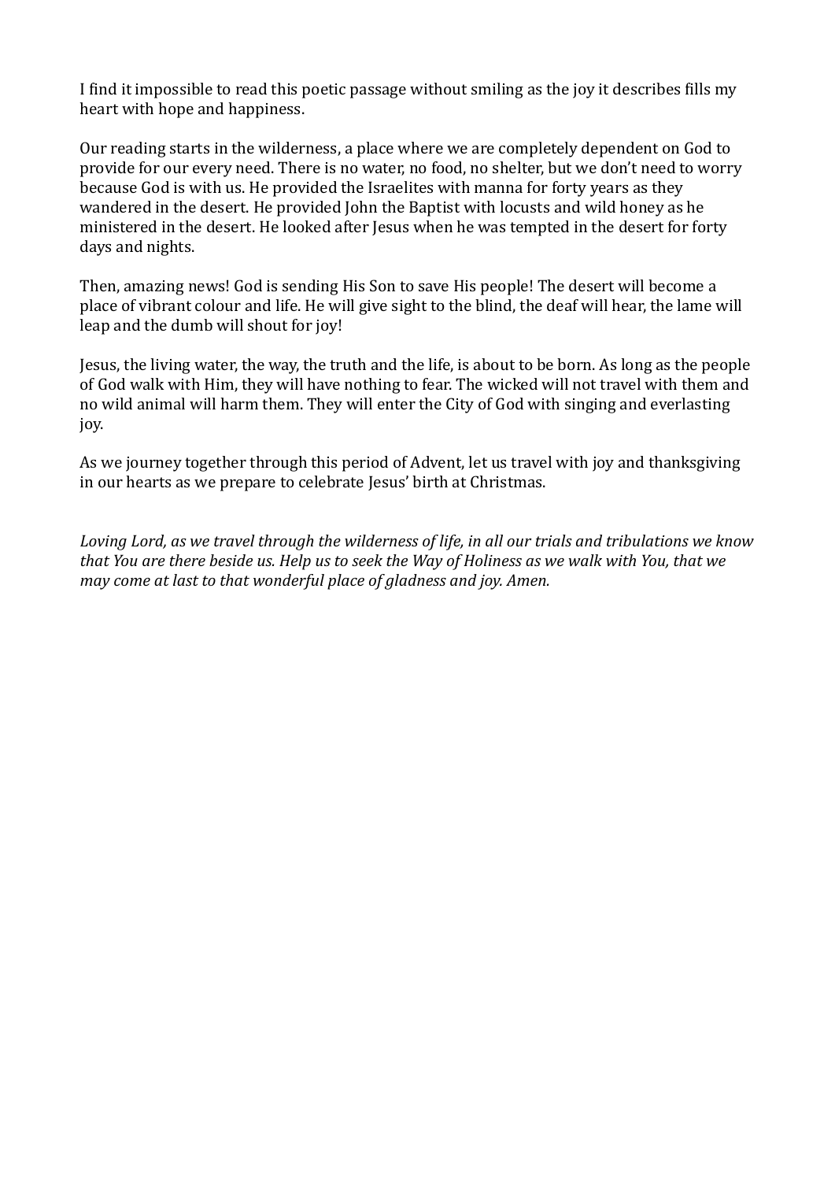I find it impossible to read this poetic passage without smiling as the joy it describes fills my heart with hope and happiness.

Our reading starts in the wilderness, a place where we are completely dependent on God to provide for our every need. There is no water, no food, no shelter, but we don't need to worry because God is with us. He provided the Israelites with manna for forty years as they wandered in the desert. He provided John the Baptist with locusts and wild honey as he ministered in the desert. He looked after Jesus when he was tempted in the desert for forty days and nights.

Then, amazing news! God is sending His Son to save His people! The desert will become a place of vibrant colour and life. He will give sight to the blind, the deaf will hear, the lame will leap and the dumb will shout for joy!

Jesus, the living water, the way, the truth and the life, is about to be born. As long as the people of God walk with Him, they will have nothing to fear. The wicked will not travel with them and no wild animal will harm them. They will enter the City of God with singing and everlasting joy.

As we journey together through this period of Advent, let us travel with joy and thanksgiving in our hearts as we prepare to celebrate Jesus' birth at Christmas.

*Loving Lord, as we travel through the wilderness of life, in all our trials and tribulations we know that You are there beside us. Help us to seek the Way of Holiness as we walk with You, that we may come at last to that wonderful place of gladness and joy. Amen.*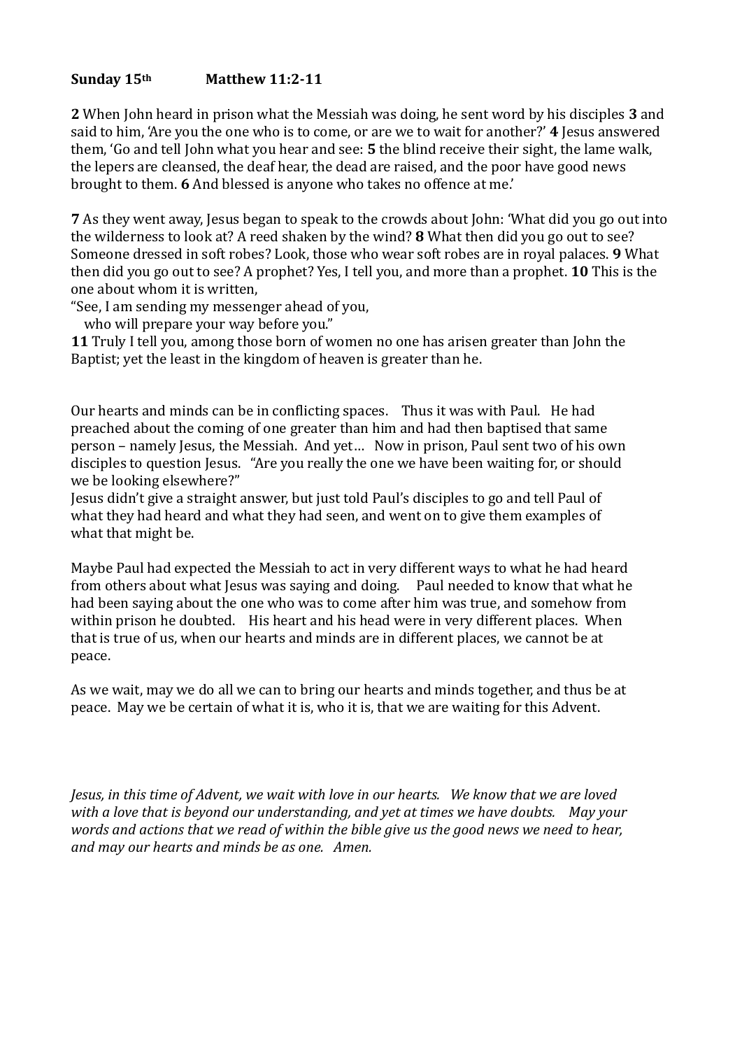**Sunday 15th Matthew 11:2-11**

**2** When John heard in prison what the Messiah was doing, he sent word by his disciples **3** and said to him, 'Are you the one who is to come, or are we to wait for another?' **4** Jesus answered them, 'Go and tell John what you hear and see: **5** the blind receive their sight, the lame walk, the lepers are cleansed, the deaf hear, the dead are raised, and the poor have good news brought to them. **6** And blessed is anyone who takes no offence at me.'

**7** As they went away, Jesus began to speak to the crowds about John: 'What did you go out into the wilderness to look at? A reed shaken by the wind? **8** What then did you go out to see? Someone dressed in soft robes? Look, those who wear soft robes are in royal palaces. **9** What then did you go out to see? A prophet? Yes, I tell you, and more than a prophet. **10** This is the one about whom it is written,

"See, I am sending my messenger ahead of you,
 who will prepare your way before you."

**11** Truly I tell you, among those born of women no one has arisen greater than John the Baptist; yet the least in the kingdom of heaven is greater than he.

Our hearts and minds can be in conflicting spaces. Thus it was with Paul. He had preached about the coming of one greater than him and had then baptised that same person – namely Jesus, the Messiah. And yet… Now in prison, Paul sent two of his own disciples to question Jesus. "Are you really the one we have been waiting for, or should we be looking elsewhere?"
Jesus didn't give a straight answer, but just told Paul's disciples to go and tell Paul of what they had heard and what they had seen, and went on to give them examples of what that might be.

Maybe Paul had expected the Messiah to act in very different ways to what he had heard from others about what Jesus was saying and doing. Paul needed to know that what he had been saying about the one who was to come after him was true, and somehow from within prison he doubted. His heart and his head were in very different places. When that is true of us, when our hearts and minds are in different places, we cannot be at peace.

As we wait, may we do all we can to bring our hearts and minds together, and thus be at peace. May we be certain of what it is, who it is, that we are waiting for this Advent.

*Jesus, in this time of Advent, we wait with love in our hearts. We know that we are loved with a love that is beyond our understanding, and yet at times we have doubts. May your words and actions that we read of within the bible give us the good news we need to hear, and may our hearts and minds be as one. Amen.*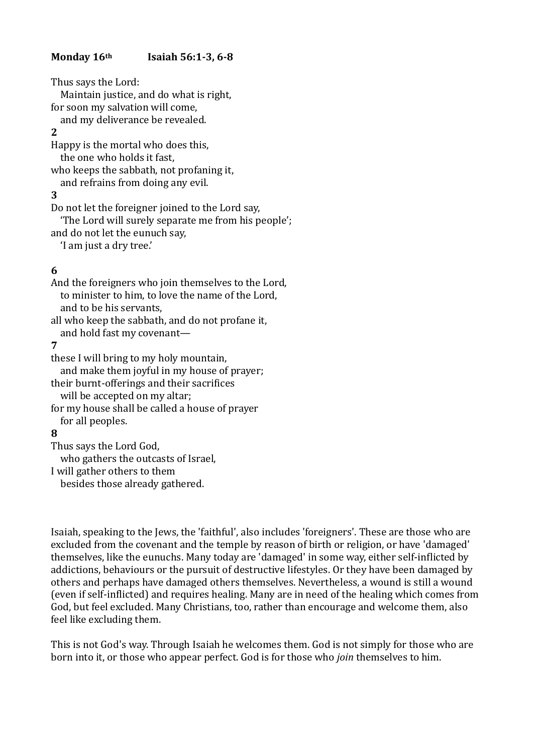**Monday 16th** **Isaiah 56:1-3, 6-8**

Thus says the Lord:  
   Maintain justice, and do what is right,  
for soon my salvation will come,  
   and my deliverance be revealed.

**2**

Happy is the mortal who does this,  
   the one who holds it fast,  
who keeps the sabbath, not profaning it,  
   and refrains from doing any evil.

**3**

Do not let the foreigner joined to the Lord say,  
   'The Lord will surely separate me from his people';  
and do not let the eunuch say,  
   'I am just a dry tree.'

**6**

And the foreigners who join themselves to the Lord,  
   to minister to him, to love the name of the Lord,  
   and to be his servants,  
all who keep the sabbath, and do not profane it,  
   and hold fast my covenant—

**7**

these I will bring to my holy mountain,  
   and make them joyful in my house of prayer;  
their burnt-offerings and their sacrifices  
   will be accepted on my altar;  
for my house shall be called a house of prayer  
   for all peoples.

**8**

Thus says the Lord God,  
   who gathers the outcasts of Israel,  
I will gather others to them  
   besides those already gathered.

Isaiah, speaking to the Jews, the 'faithful', also includes 'foreigners'. These are those who are excluded from the covenant and the temple by reason of birth or religion, or have 'damaged' themselves, like the eunuchs. Many today are 'damaged' in some way, either self-inflicted by addictions, behaviours or the pursuit of destructive lifestyles. Or they have been damaged by others and perhaps have damaged others themselves. Nevertheless, a wound is still a wound (even if self-inflicted) and requires healing. Many are in need of the healing which comes from God, but feel excluded. Many Christians, too, rather than encourage and welcome them, also feel like excluding them.

This is not God's way. Through Isaiah he welcomes them. God is not simply for those who are born into it, or those who appear perfect. God is for those who *join* themselves to him.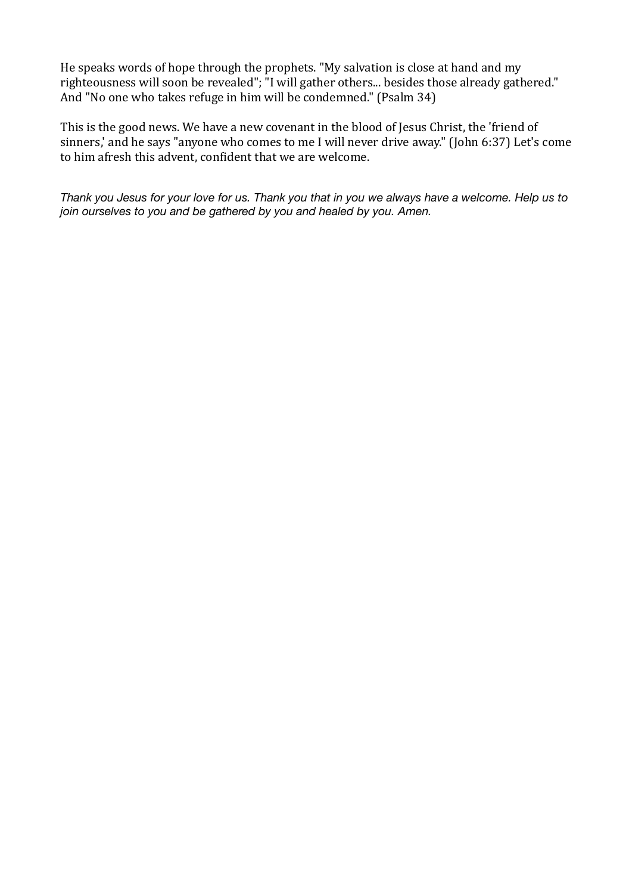He speaks words of hope through the prophets. "My salvation is close at hand and my righteousness will soon be revealed"; "I will gather others... besides those already gathered." And "No one who takes refuge in him will be condemned." (Psalm 34)

This is the good news. We have a new covenant in the blood of Jesus Christ, the 'friend of sinners,' and he says "anyone who comes to me I will never drive away." (John 6:37) Let's come to him afresh this advent, confident that we are welcome.

*Thank you Jesus for your love for us. Thank you that in you we always have a welcome. Help us to join ourselves to you and be gathered by you and healed by you. Amen.*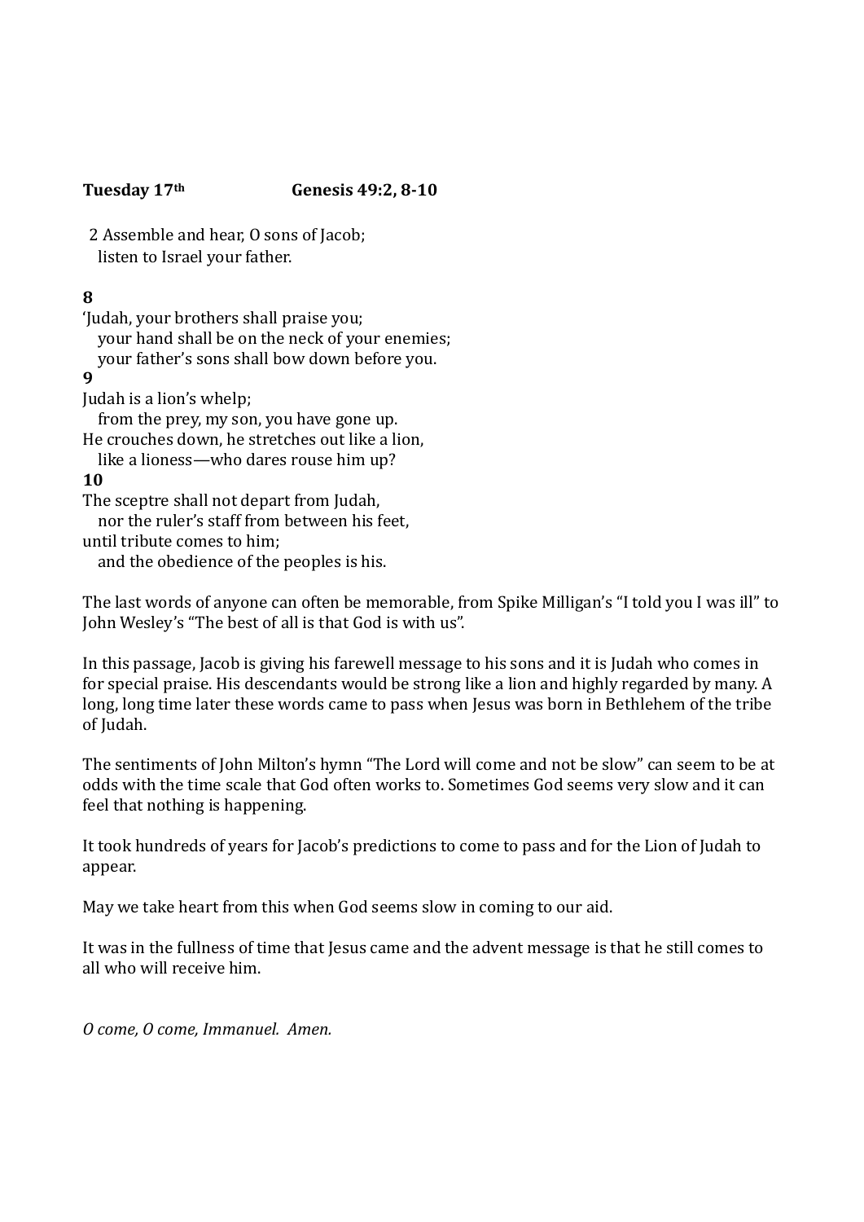**Tuesday 17th** **Genesis 49:2, 8-10**

2 Assemble and hear, O sons of Jacob;
listen to Israel your father.

**8**
'Judah, your brothers shall praise you;
your hand shall be on the neck of your enemies;
your father's sons shall bow down before you.
**9**
Judah is a lion's whelp;
from the prey, my son, you have gone up.
He crouches down, he stretches out like a lion,
like a lioness—who dares rouse him up?
**10**
The sceptre shall not depart from Judah,
nor the ruler's staff from between his feet,
until tribute comes to him;
and the obedience of the peoples is his.

The last words of anyone can often be memorable, from Spike Milligan's "I told you I was ill" to John Wesley's "The best of all is that God is with us".

In this passage, Jacob is giving his farewell message to his sons and it is Judah who comes in for special praise. His descendants would be strong like a lion and highly regarded by many. A long, long time later these words came to pass when Jesus was born in Bethlehem of the tribe of Judah.

The sentiments of John Milton's hymn "The Lord will come and not be slow" can seem to be at odds with the time scale that God often works to. Sometimes God seems very slow and it can feel that nothing is happening.

It took hundreds of years for Jacob's predictions to come to pass and for the Lion of Judah to appear.

May we take heart from this when God seems slow in coming to our aid.

It was in the fullness of time that Jesus came and the advent message is that he still comes to all who will receive him.

*O come, O come, Immanuel. Amen.*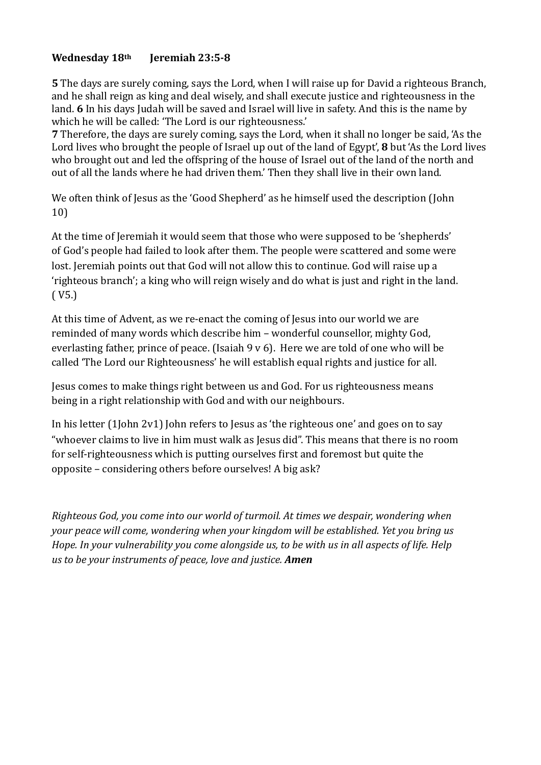**Wednesday 18th  Jeremiah 23:5-8**

**5** The days are surely coming, says the Lord, when I will raise up for David a righteous Branch, and he shall reign as king and deal wisely, and shall execute justice and righteousness in the land. **6** In his days Judah will be saved and Israel will live in safety. And this is the name by which he will be called: 'The Lord is our righteousness.'
**7** Therefore, the days are surely coming, says the Lord, when it shall no longer be said, 'As the Lord lives who brought the people of Israel up out of the land of Egypt', **8** but 'As the Lord lives who brought out and led the offspring of the house of Israel out of the land of the north and out of all the lands where he had driven them.' Then they shall live in their own land.

We often think of Jesus as the 'Good Shepherd' as he himself used the description (John 10)

At the time of Jeremiah it would seem that those who were supposed to be 'shepherds' of God's people had failed to look after them. The people were scattered and some were lost. Jeremiah points out that God will not allow this to continue. God will raise up a 'righteous branch'; a king who will reign wisely and do what is just and right in the land. ( V5.)

At this time of Advent, as we re-enact the coming of Jesus into our world we are reminded of many words which describe him – wonderful counsellor, mighty God, everlasting father, prince of peace. (Isaiah 9 v 6). Here we are told of one who will be called 'The Lord our Righteousness' he will establish equal rights and justice for all.

Jesus comes to make things right between us and God. For us righteousness means being in a right relationship with God and with our neighbours.

In his letter (1John 2v1) John refers to Jesus as 'the righteous one' and goes on to say "whoever claims to live in him must walk as Jesus did". This means that there is no room for self-righteousness which is putting ourselves first and foremost but quite the opposite – considering others before ourselves! A big ask?

*Righteous God, you come into our world of turmoil. At times we despair, wondering when your peace will come, wondering when your kingdom will be established. Yet you bring us Hope. In your vulnerability you come alongside us, to be with us in all aspects of life. Help us to be your instruments of peace, love and justice.* ***Amen***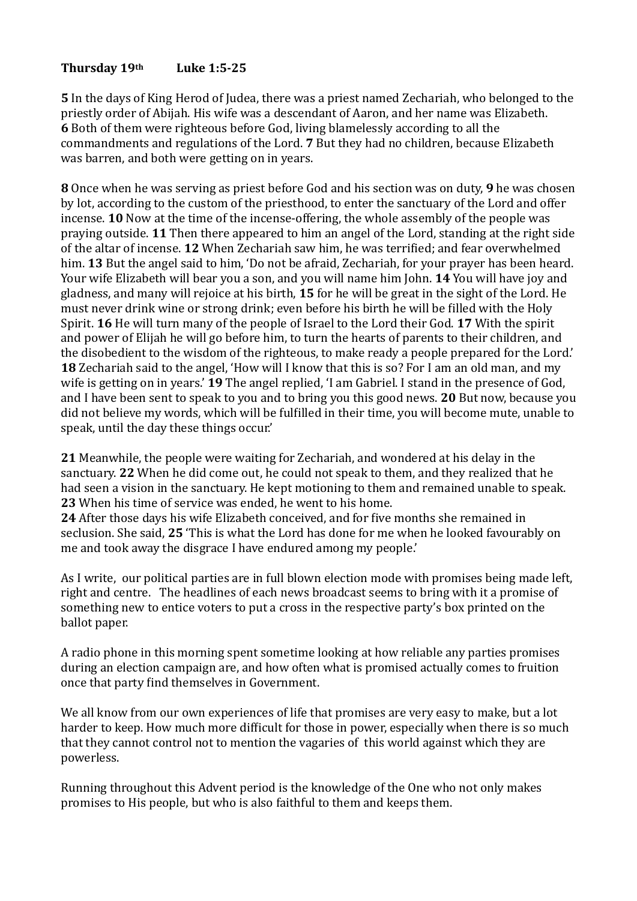**Thursday 19th Luke 1:5-25**

**5** In the days of King Herod of Judea, there was a priest named Zechariah, who belonged to the priestly order of Abijah. His wife was a descendant of Aaron, and her name was Elizabeth. **6** Both of them were righteous before God, living blamelessly according to all the commandments and regulations of the Lord. **7** But they had no children, because Elizabeth was barren, and both were getting on in years.

**8** Once when he was serving as priest before God and his section was on duty, **9** he was chosen by lot, according to the custom of the priesthood, to enter the sanctuary of the Lord and offer incense. **10** Now at the time of the incense-offering, the whole assembly of the people was praying outside. **11** Then there appeared to him an angel of the Lord, standing at the right side of the altar of incense. **12** When Zechariah saw him, he was terrified; and fear overwhelmed him. **13** But the angel said to him, 'Do not be afraid, Zechariah, for your prayer has been heard. Your wife Elizabeth will bear you a son, and you will name him John. **14** You will have joy and gladness, and many will rejoice at his birth, **15** for he will be great in the sight of the Lord. He must never drink wine or strong drink; even before his birth he will be filled with the Holy Spirit. **16** He will turn many of the people of Israel to the Lord their God. **17** With the spirit and power of Elijah he will go before him, to turn the hearts of parents to their children, and the disobedient to the wisdom of the righteous, to make ready a people prepared for the Lord.' **18** Zechariah said to the angel, 'How will I know that this is so? For I am an old man, and my wife is getting on in years.' **19** The angel replied, 'I am Gabriel. I stand in the presence of God, and I have been sent to speak to you and to bring you this good news. **20** But now, because you did not believe my words, which will be fulfilled in their time, you will become mute, unable to speak, until the day these things occur.'

**21** Meanwhile, the people were waiting for Zechariah, and wondered at his delay in the sanctuary. **22** When he did come out, he could not speak to them, and they realized that he had seen a vision in the sanctuary. He kept motioning to them and remained unable to speak. **23** When his time of service was ended, he went to his home.
**24** After those days his wife Elizabeth conceived, and for five months she remained in seclusion. She said, **25** 'This is what the Lord has done for me when he looked favourably on me and took away the disgrace I have endured among my people.'

As I write, our political parties are in full blown election mode with promises being made left, right and centre. The headlines of each news broadcast seems to bring with it a promise of something new to entice voters to put a cross in the respective party's box printed on the ballot paper.

A radio phone in this morning spent sometime looking at how reliable any parties promises during an election campaign are, and how often what is promised actually comes to fruition once that party find themselves in Government.

We all know from our own experiences of life that promises are very easy to make, but a lot harder to keep. How much more difficult for those in power, especially when there is so much that they cannot control not to mention the vagaries of this world against which they are powerless.

Running throughout this Advent period is the knowledge of the One who not only makes promises to His people, but who is also faithful to them and keeps them.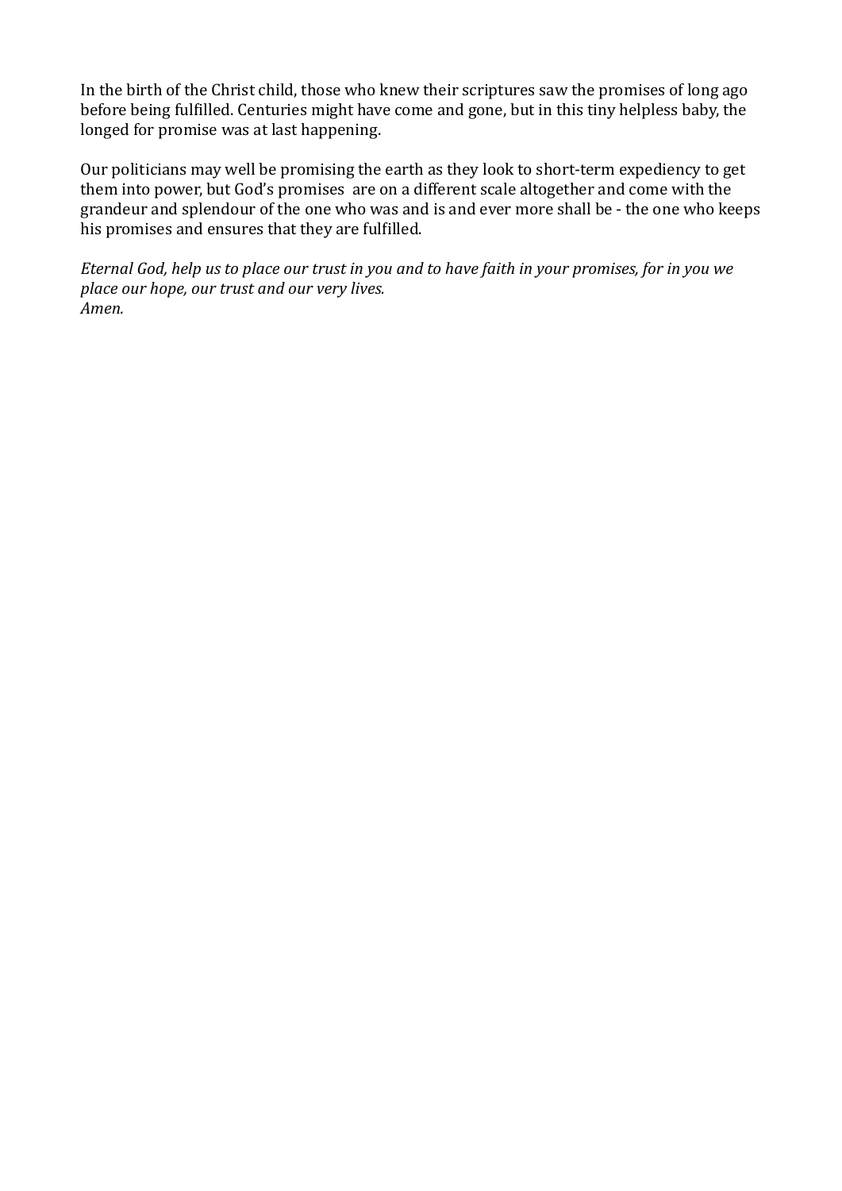In the birth of the Christ child, those who knew their scriptures saw the promises of long ago before being fulfilled. Centuries might have come and gone, but in this tiny helpless baby, the longed for promise was at last happening.

Our politicians may well be promising the earth as they look to short-term expediency to get them into power, but God's promises are on a different scale altogether and come with the grandeur and splendour of the one who was and is and ever more shall be - the one who keeps his promises and ensures that they are fulfilled.

*Eternal God, help us to place our trust in you and to have faith in your promises, for in you we place our hope, our trust and our very lives.*
*Amen.*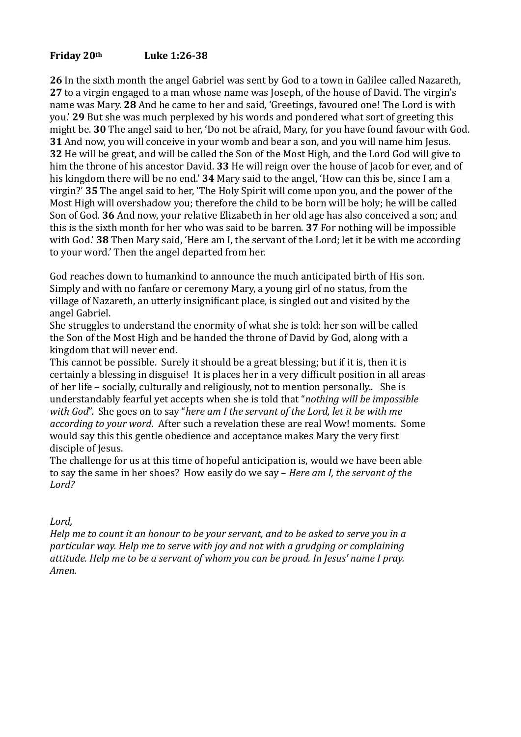**Friday 20th Luke 1:26-38**

**26** In the sixth month the angel Gabriel was sent by God to a town in Galilee called Nazareth, **27** to a virgin engaged to a man whose name was Joseph, of the house of David. The virgin's name was Mary. **28** And he came to her and said, 'Greetings, favoured one! The Lord is with you.' **29** But she was much perplexed by his words and pondered what sort of greeting this might be. **30** The angel said to her, 'Do not be afraid, Mary, for you have found favour with God. **31** And now, you will conceive in your womb and bear a son, and you will name him Jesus. **32** He will be great, and will be called the Son of the Most High, and the Lord God will give to him the throne of his ancestor David. **33** He will reign over the house of Jacob for ever, and of his kingdom there will be no end.' **34** Mary said to the angel, 'How can this be, since I am a virgin?' **35** The angel said to her, 'The Holy Spirit will come upon you, and the power of the Most High will overshadow you; therefore the child to be born will be holy; he will be called Son of God. **36** And now, your relative Elizabeth in her old age has also conceived a son; and this is the sixth month for her who was said to be barren. **37** For nothing will be impossible with God.' **38** Then Mary said, 'Here am I, the servant of the Lord; let it be with me according to your word.' Then the angel departed from her.

God reaches down to humankind to announce the much anticipated birth of His son. Simply and with no fanfare or ceremony Mary, a young girl of no status, from the village of Nazareth, an utterly insignificant place, is singled out and visited by the angel Gabriel.
She struggles to understand the enormity of what she is told: her son will be called the Son of the Most High and be handed the throne of David by God, along with a kingdom that will never end.
This cannot be possible. Surely it should be a great blessing; but if it is, then it is certainly a blessing in disguise! It is places her in a very difficult position in all areas of her life – socially, culturally and religiously, not to mention personally.. She is understandably fearful yet accepts when she is told that "*nothing will be impossible with God*". She goes on to say "*here am I the servant of the Lord, let it be with me according to your word*. After such a revelation these are real Wow! moments. Some would say this this gentle obedience and acceptance makes Mary the very first disciple of Jesus.
The challenge for us at this time of hopeful anticipation is, would we have been able to say the same in her shoes? How easily do we say – *Here am I, the servant of the Lord?*

*Lord,*
*Help me to count it an honour to be your servant, and to be asked to serve you in a particular way. Help me to serve with joy and not with a grudging or complaining attitude. Help me to be a servant of whom you can be proud. In Jesus' name I pray. Amen.*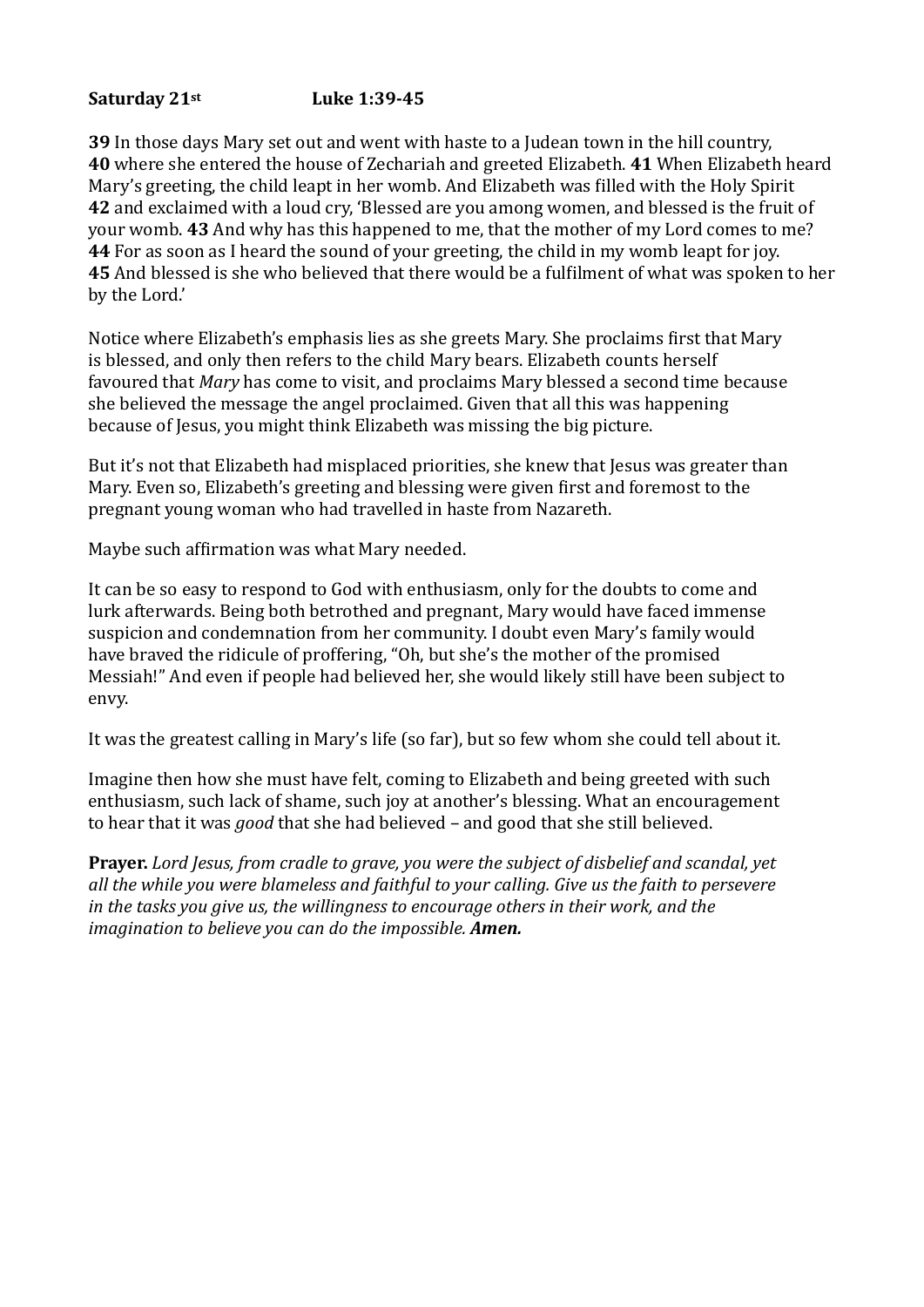**Saturday 21st Luke 1:39-45**

**39** In those days Mary set out and went with haste to a Judean town in the hill country, **40** where she entered the house of Zechariah and greeted Elizabeth. **41** When Elizabeth heard Mary's greeting, the child leapt in her womb. And Elizabeth was filled with the Holy Spirit **42** and exclaimed with a loud cry, 'Blessed are you among women, and blessed is the fruit of your womb. **43** And why has this happened to me, that the mother of my Lord comes to me? **44** For as soon as I heard the sound of your greeting, the child in my womb leapt for joy. **45** And blessed is she who believed that there would be a fulfilment of what was spoken to her by the Lord.'

Notice where Elizabeth's emphasis lies as she greets Mary. She proclaims first that Mary is blessed, and only then refers to the child Mary bears. Elizabeth counts herself favoured that *Mary* has come to visit, and proclaims Mary blessed a second time because she believed the message the angel proclaimed. Given that all this was happening because of Jesus, you might think Elizabeth was missing the big picture.

But it's not that Elizabeth had misplaced priorities, she knew that Jesus was greater than Mary. Even so, Elizabeth's greeting and blessing were given first and foremost to the pregnant young woman who had travelled in haste from Nazareth.

Maybe such affirmation was what Mary needed.

It can be so easy to respond to God with enthusiasm, only for the doubts to come and lurk afterwards. Being both betrothed and pregnant, Mary would have faced immense suspicion and condemnation from her community. I doubt even Mary's family would have braved the ridicule of proffering, "Oh, but she's the mother of the promised Messiah!" And even if people had believed her, she would likely still have been subject to envy.

It was the greatest calling in Mary's life (so far), but so few whom she could tell about it.

Imagine then how she must have felt, coming to Elizabeth and being greeted with such enthusiasm, such lack of shame, such joy at another's blessing. What an encouragement to hear that it was *good* that she had believed – and good that she still believed.

**Prayer.** *Lord Jesus, from cradle to grave, you were the subject of disbelief and scandal, yet all the while you were blameless and faithful to your calling. Give us the faith to persevere in the tasks you give us, the willingness to encourage others in their work, and the imagination to believe you can do the impossible.* ***Amen.***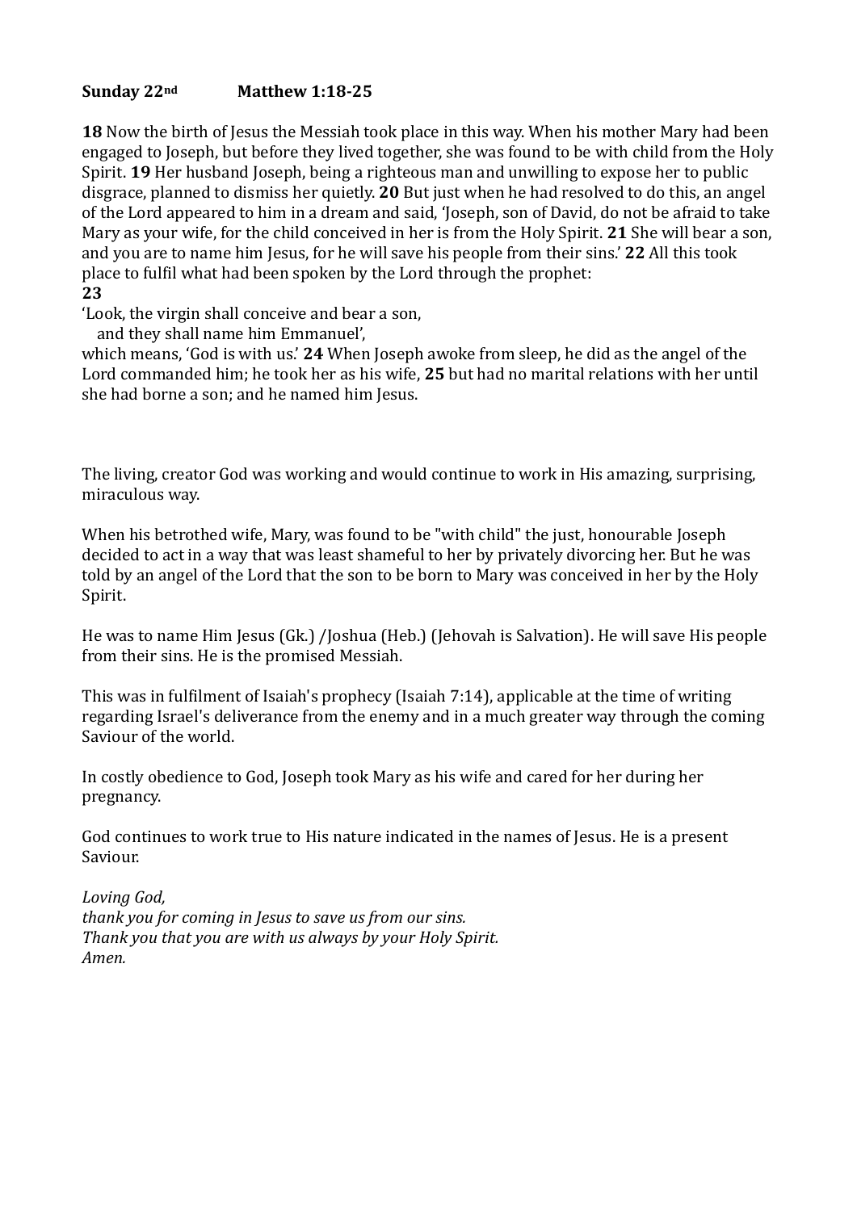**Sunday 22nd  Matthew 1:18-25**

**18** Now the birth of Jesus the Messiah took place in this way. When his mother Mary had been engaged to Joseph, but before they lived together, she was found to be with child from the Holy Spirit. **19** Her husband Joseph, being a righteous man and unwilling to expose her to public disgrace, planned to dismiss her quietly. **20** But just when he had resolved to do this, an angel of the Lord appeared to him in a dream and said, 'Joseph, son of David, do not be afraid to take Mary as your wife, for the child conceived in her is from the Holy Spirit. **21** She will bear a son, and you are to name him Jesus, for he will save his people from their sins.' **22** All this took place to fulfil what had been spoken by the Lord through the prophet:
**23**
'Look, the virgin shall conceive and bear a son,
 and they shall name him Emmanuel',
which means, 'God is with us.' **24** When Joseph awoke from sleep, he did as the angel of the Lord commanded him; he took her as his wife, **25** but had no marital relations with her until she had borne a son; and he named him Jesus.

The living, creator God was working and would continue to work in His amazing, surprising, miraculous way.

When his betrothed wife, Mary, was found to be "with child" the just, honourable Joseph decided to act in a way that was least shameful to her by privately divorcing her. But he was told by an angel of the Lord that the son to be born to Mary was conceived in her by the Holy Spirit.

He was to name Him Jesus (Gk.) /Joshua (Heb.) (Jehovah is Salvation). He will save His people from their sins. He is the promised Messiah.

This was in fulfilment of Isaiah's prophecy (Isaiah 7:14), applicable at the time of writing regarding Israel's deliverance from the enemy and in a much greater way through the coming Saviour of the world.

In costly obedience to God, Joseph took Mary as his wife and cared for her during her pregnancy.

God continues to work true to His nature indicated in the names of Jesus. He is a present Saviour.

*Loving God,*
*thank you for coming in Jesus to save us from our sins.*
*Thank you that you are with us always by your Holy Spirit.*
*Amen.*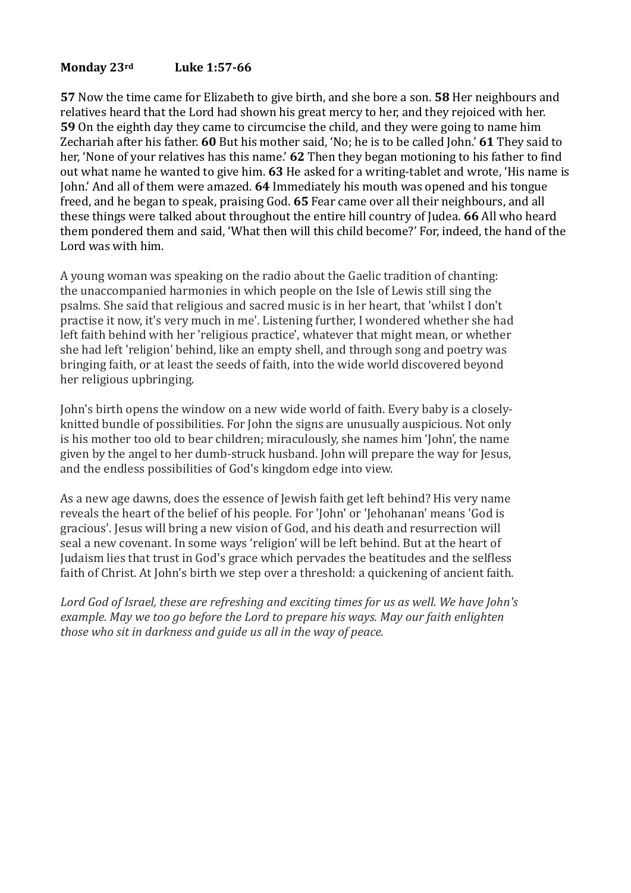**Monday 23rd** **Luke 1:57-66**

**57** Now the time came for Elizabeth to give birth, and she bore a son. **58** Her neighbours and relatives heard that the Lord had shown his great mercy to her, and they rejoiced with her. **59** On the eighth day they came to circumcise the child, and they were going to name him Zechariah after his father. **60** But his mother said, 'No; he is to be called John.' **61** They said to her, 'None of your relatives has this name.' **62** Then they began motioning to his father to find out what name he wanted to give him. **63** He asked for a writing-tablet and wrote, 'His name is John.' And all of them were amazed. **64** Immediately his mouth was opened and his tongue freed, and he began to speak, praising God. **65** Fear came over all their neighbours, and all these things were talked about throughout the entire hill country of Judea. **66** All who heard them pondered them and said, 'What then will this child become?' For, indeed, the hand of the Lord was with him.

A young woman was speaking on the radio about the Gaelic tradition of chanting: the unaccompanied harmonies in which people on the Isle of Lewis still sing the psalms. She said that religious and sacred music is in her heart, that 'whilst I don't practise it now, it's very much in me'. Listening further, I wondered whether she had left faith behind with her 'religious practice', whatever that might mean, or whether she had left 'religion' behind, like an empty shell, and through song and poetry was bringing faith, or at least the seeds of faith, into the wide world discovered beyond her religious upbringing.

John's birth opens the window on a new wide world of faith. Every baby is a closely-knitted bundle of possibilities. For John the signs are unusually auspicious. Not only is his mother too old to bear children; miraculously, she names him 'John', the name given by the angel to her dumb-struck husband. John will prepare the way for Jesus, and the endless possibilities of God's kingdom edge into view.

As a new age dawns, does the essence of Jewish faith get left behind? His very name reveals the heart of the belief of his people. For 'John' or 'Jehohanan' means 'God is gracious'. Jesus will bring a new vision of God, and his death and resurrection will seal a new covenant. In some ways 'religion' will be left behind. But at the heart of Judaism lies that trust in God's grace which pervades the beatitudes and the selfless faith of Christ. At John's birth we step over a threshold: a quickening of ancient faith.

*Lord God of Israel, these are refreshing and exciting times for us as well. We have John's example. May we too go before the Lord to prepare his ways. May our faith enlighten those who sit in darkness and guide us all in the way of peace.*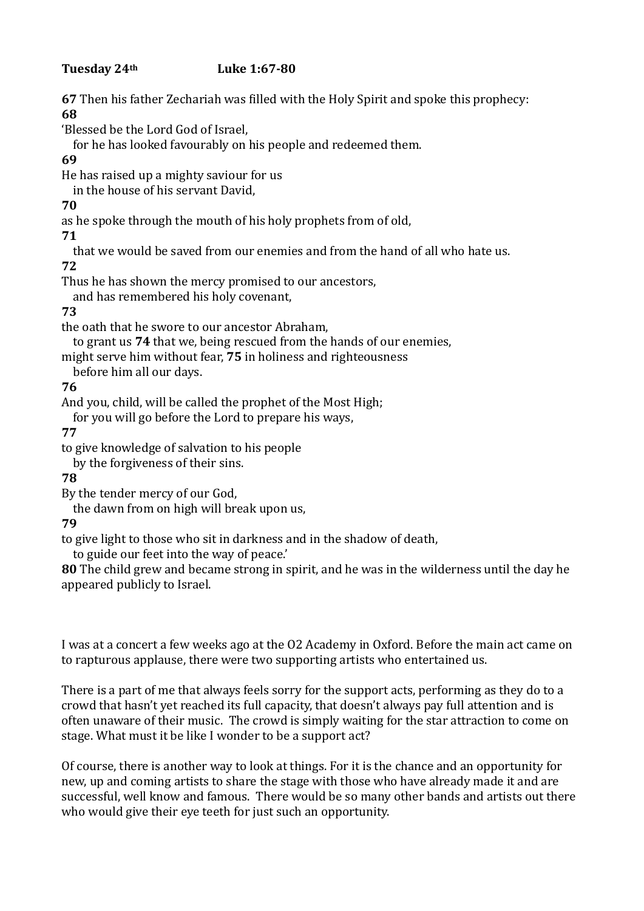**Tuesday 24th Luke 1:67-80**

**67** Then his father Zechariah was filled with the Holy Spirit and spoke this prophecy:

**68**

'Blessed be the Lord God of Israel,
  for he has looked favourably on his people and redeemed them.

**69**

He has raised up a mighty saviour for us
  in the house of his servant David,

**70**

as he spoke through the mouth of his holy prophets from of old,

**71**

  that we would be saved from our enemies and from the hand of all who hate us.

**72**

Thus he has shown the mercy promised to our ancestors,
  and has remembered his holy covenant,

**73**

the oath that he swore to our ancestor Abraham,
  to grant us **74** that we, being rescued from the hands of our enemies,
might serve him without fear, **75** in holiness and righteousness
  before him all our days.

**76**

And you, child, will be called the prophet of the Most High;
  for you will go before the Lord to prepare his ways,

**77**

to give knowledge of salvation to his people
  by the forgiveness of their sins.

**78**

By the tender mercy of our God,
  the dawn from on high will break upon us,

**79**

to give light to those who sit in darkness and in the shadow of death,
  to guide our feet into the way of peace.'

**80** The child grew and became strong in spirit, and he was in the wilderness until the day he appeared publicly to Israel.

I was at a concert a few weeks ago at the O2 Academy in Oxford. Before the main act came on to rapturous applause, there were two supporting artists who entertained us.

There is a part of me that always feels sorry for the support acts, performing as they do to a crowd that hasn't yet reached its full capacity, that doesn't always pay full attention and is often unaware of their music. The crowd is simply waiting for the star attraction to come on stage. What must it be like I wonder to be a support act?

Of course, there is another way to look at things. For it is the chance and an opportunity for new, up and coming artists to share the stage with those who have already made it and are successful, well know and famous. There would be so many other bands and artists out there who would give their eye teeth for just such an opportunity.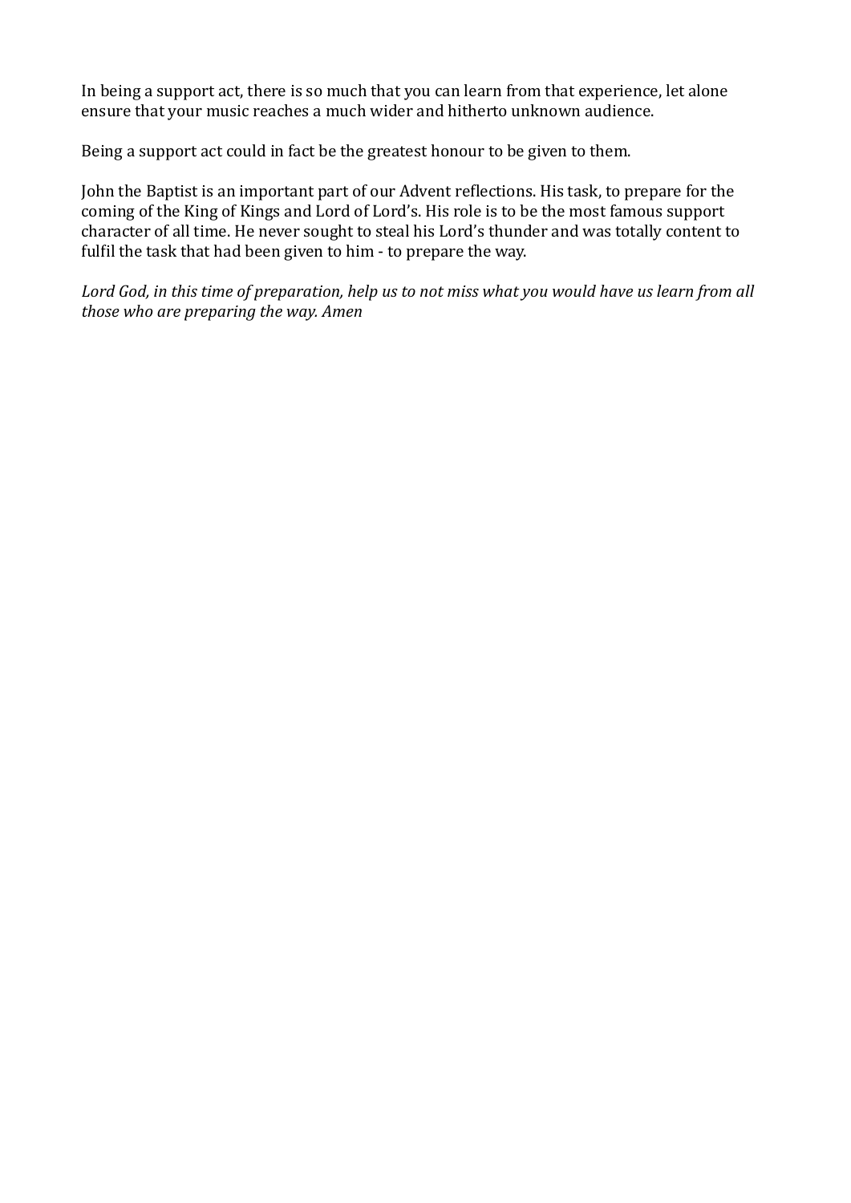In being a support act, there is so much that you can learn from that experience, let alone ensure that your music reaches a much wider and hitherto unknown audience.

Being a support act could in fact be the greatest honour to be given to them.

John the Baptist is an important part of our Advent reflections. His task, to prepare for the coming of the King of Kings and Lord of Lord's. His role is to be the most famous support character of all time. He never sought to steal his Lord's thunder and was totally content to fulfil the task that had been given to him - to prepare the way.

*Lord God, in this time of preparation, help us to not miss what you would have us learn from all those who are preparing the way. Amen*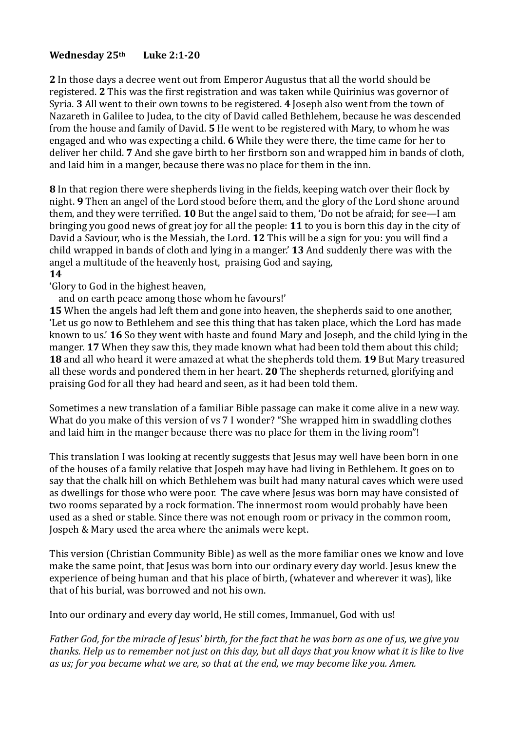**Wednesday 25th Luke 2:1-20**

**2** In those days a decree went out from Emperor Augustus that all the world should be registered. **2** This was the first registration and was taken while Quirinius was governor of Syria. **3** All went to their own towns to be registered. **4** Joseph also went from the town of Nazareth in Galilee to Judea, to the city of David called Bethlehem, because he was descended from the house and family of David. **5** He went to be registered with Mary, to whom he was engaged and who was expecting a child. **6** While they were there, the time came for her to deliver her child. **7** And she gave birth to her firstborn son and wrapped him in bands of cloth, and laid him in a manger, because there was no place for them in the inn.

**8** In that region there were shepherds living in the fields, keeping watch over their flock by night. **9** Then an angel of the Lord stood before them, and the glory of the Lord shone around them, and they were terrified. **10** But the angel said to them, 'Do not be afraid; for see—I am bringing you good news of great joy for all the people: **11** to you is born this day in the city of David a Saviour, who is the Messiah, the Lord. **12** This will be a sign for you: you will find a child wrapped in bands of cloth and lying in a manger.' **13** And suddenly there was with the angel a multitude of the heavenly host, praising God and saying,

**14**

'Glory to God in the highest heaven,
and on earth peace among those whom he favours!'

**15** When the angels had left them and gone into heaven, the shepherds said to one another, 'Let us go now to Bethlehem and see this thing that has taken place, which the Lord has made known to us.' **16** So they went with haste and found Mary and Joseph, and the child lying in the manger. **17** When they saw this, they made known what had been told them about this child; **18** and all who heard it were amazed at what the shepherds told them. **19** But Mary treasured all these words and pondered them in her heart. **20** The shepherds returned, glorifying and praising God for all they had heard and seen, as it had been told them.

Sometimes a new translation of a familiar Bible passage can make it come alive in a new way. What do you make of this version of vs 7 I wonder? "She wrapped him in swaddling clothes and laid him in the manger because there was no place for them in the living room"!

This translation I was looking at recently suggests that Jesus may well have been born in one of the houses of a family relative that Jospeh may have had living in Bethlehem. It goes on to say that the chalk hill on which Bethlehem was built had many natural caves which were used as dwellings for those who were poor. The cave where Jesus was born may have consisted of two rooms separated by a rock formation. The innermost room would probably have been used as a shed or stable. Since there was not enough room or privacy in the common room, Jospeh & Mary used the area where the animals were kept.

This version (Christian Community Bible) as well as the more familiar ones we know and love make the same point, that Jesus was born into our ordinary every day world. Jesus knew the experience of being human and that his place of birth, (whatever and wherever it was), like that of his burial, was borrowed and not his own.

Into our ordinary and every day world, He still comes, Immanuel, God with us!

*Father God, for the miracle of Jesus' birth, for the fact that he was born as one of us, we give you thanks. Help us to remember not just on this day, but all days that you know what it is like to live as us; for you became what we are, so that at the end, we may become like you. Amen.*